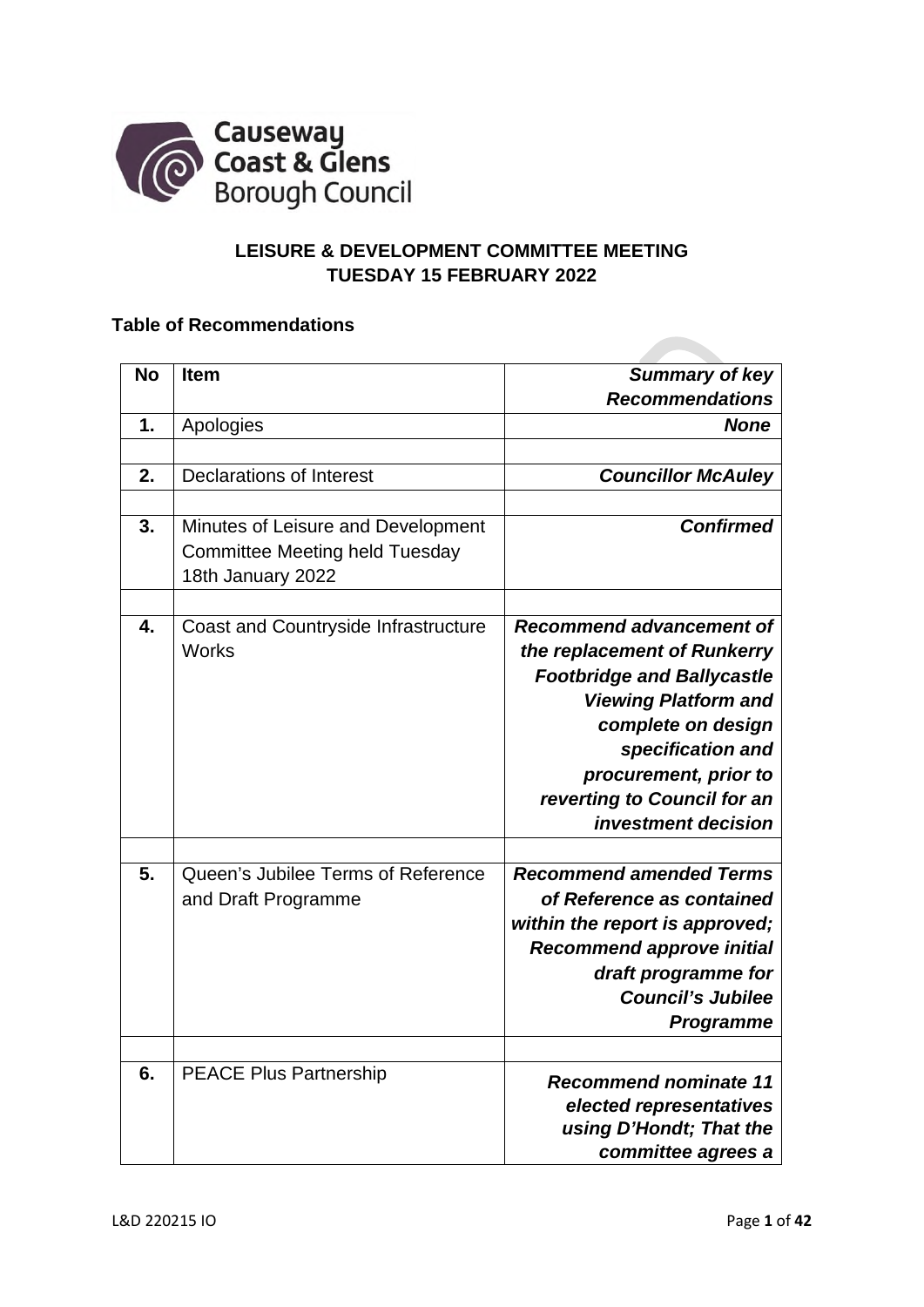Causeway Coast & Glens Borough Council

## LEISURE & DEVELOPMENT COMMITTEE MEETING
## TUESDAY 15 FEBRUARY 2022

### Table of Recommendations

| No | Item | Summary of key Recommendations |
|---|---|---|
| 1. | Apologies | *None* |
| | | |
| 2. | Declarations of Interest | *Councillor McAuley* |
| | | |
| 3. | Minutes of Leisure and Development Committee Meeting held Tuesday 18th January 2022 | *Confirmed* |
| | | |
| 4. | Coast and Countryside Infrastructure Works | *Recommend advancement of the replacement of Runkerry Footbridge and Ballycastle Viewing Platform and complete on design specification and procurement, prior to reverting to Council for an investment decision* |
| | | |
| 5. | Queen's Jubilee Terms of Reference and Draft Programme | *Recommend amended Terms of Reference as contained within the report is approved; Recommend approve initial draft programme for Council's Jubilee Programme* |
| | | |
| 6. | PEACE Plus Partnership | *Recommend nominate 11 elected representatives using D'Hondt; That the committee agrees a* |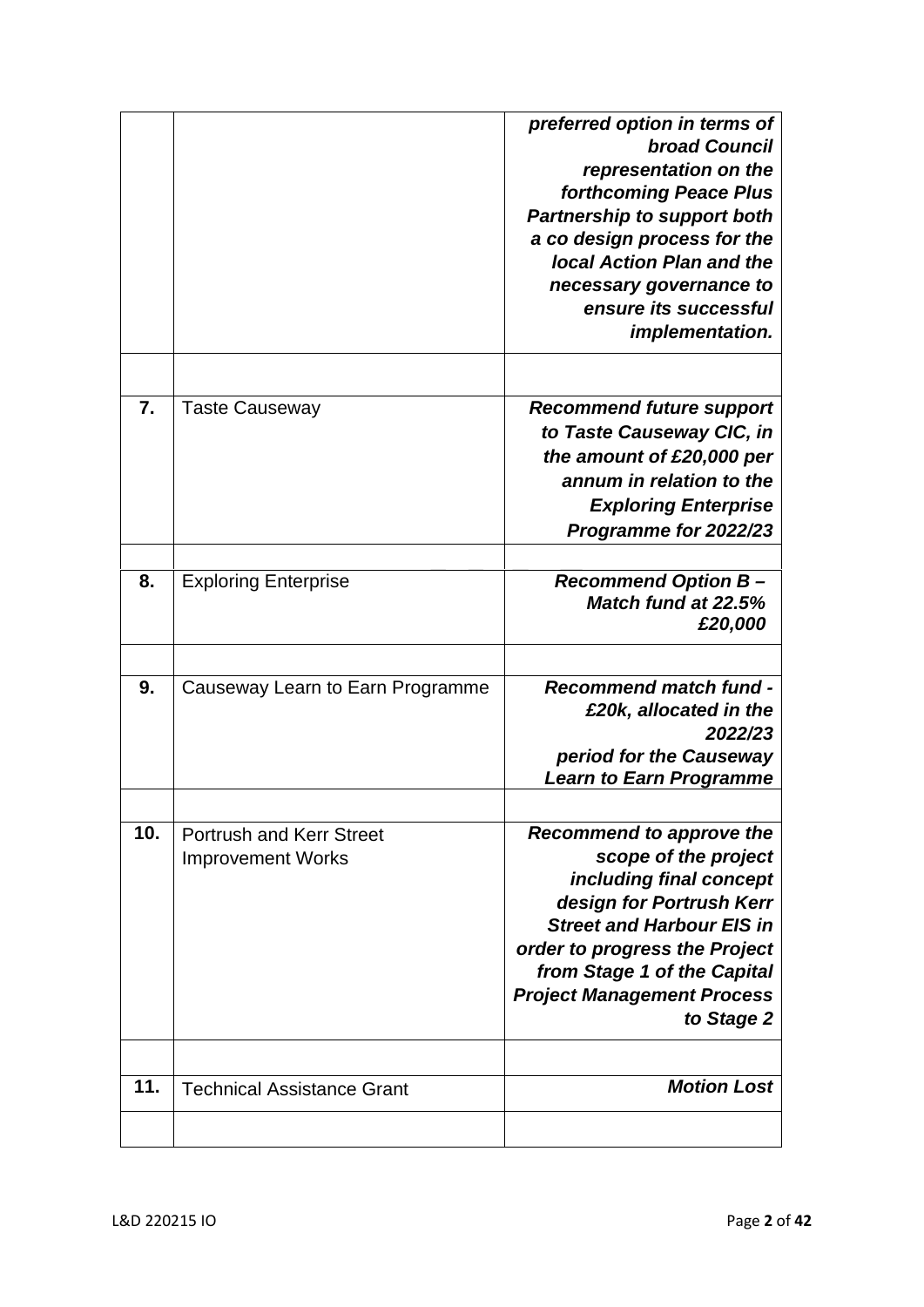| | | |
|---|---|---|
| | | ***preferred option in terms of broad Council representation on the forthcoming Peace Plus Partnership to support both a co design process for the local Action Plan and the necessary governance to ensure its successful implementation.*** |
| | | |
| **7.** | Taste Causeway | ***Recommend future support to Taste Causeway CIC, in the amount of £20,000 per annum in relation to the Exploring Enterprise Programme for 2022/23*** |
| | | |
| **8.** | Exploring Enterprise | ***Recommend Option B – Match fund at 22.5% £20,000*** |
| | | |
| **9.** | Causeway Learn to Earn Programme | ***Recommend match fund - £20k, allocated in the 2022/23 period for the Causeway Learn to Earn Programme*** |
| | | |
| **10.** | Portrush and Kerr Street Improvement Works | ***Recommend to approve the scope of the project including final concept design for Portrush Kerr Street and Harbour EIS in order to progress the Project from Stage 1 of the Capital Project Management Process to Stage 2*** |
| | | |
| **11.** | Technical Assistance Grant | ***Motion Lost*** |
| | | |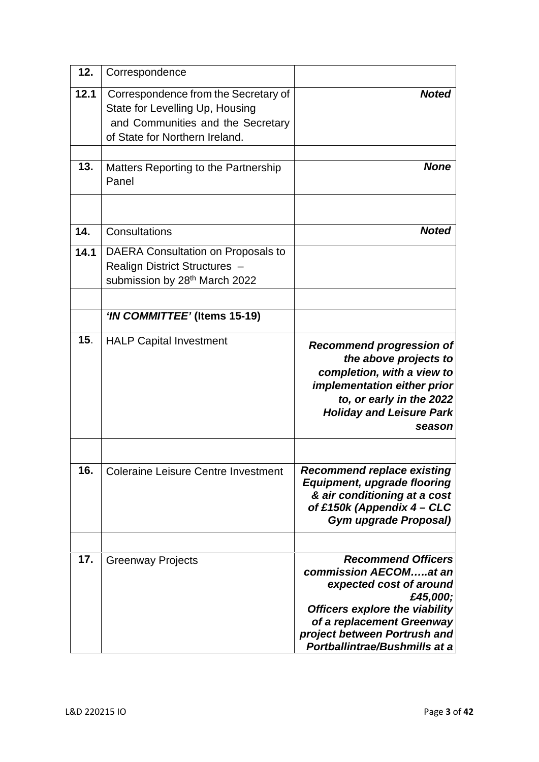| 12. | Correspondence | |
|---|---|---|
| 12.1 | Correspondence from the Secretary of State for Levelling Up, Housing and Communities and the Secretary of State for Northern Ireland. | ***Noted*** |
| | | |
| 13. | Matters Reporting to the Partnership Panel | ***None*** |
| | | |
| 14. | Consultations | ***Noted*** |
| 14.1 | DAERA Consultation on Proposals to Realign District Structures – submission by 28th March 2022 | |
| | | |
| | ***'IN COMMITTEE'* (Items 15-19)** | |
| 15. | HALP Capital Investment | ***Recommend progression of the above projects to completion, with a view to implementation either prior to, or early in the 2022 Holiday and Leisure Park season*** |
| | | |
| 16. | Coleraine Leisure Centre Investment | ***Recommend replace existing Equipment, upgrade flooring & air conditioning at a cost of £150k (Appendix 4 – CLC Gym upgrade Proposal)*** |
| | | |
| 17. | Greenway Projects | ***Recommend Officers commission AECOM…..at an expected cost of around £45,000; Officers explore the viability of a replacement Greenway project between Portrush and Portballintrae/Bushmills at a*** |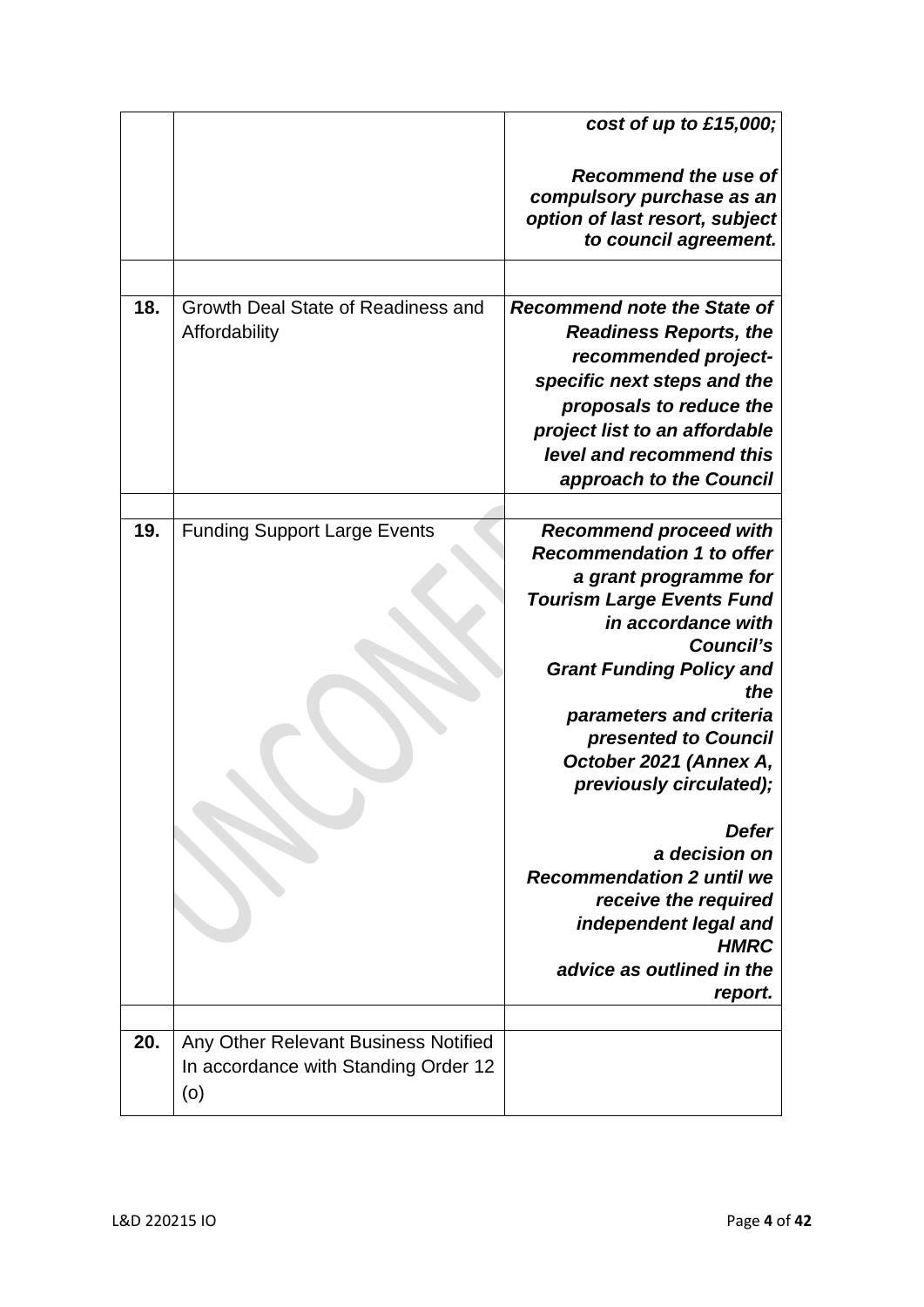| | | |
|---|---|---|
| | | ***cost of up to £15,000;***<br><br>***Recommend the use of compulsory purchase as an option of last resort, subject to council agreement.*** |
| | | |
| **18.** | Growth Deal State of Readiness and Affordability | ***Recommend note the State of Readiness Reports, the recommended project-specific next steps and the proposals to reduce the project list to an affordable level and recommend this approach to the Council*** |
| | | |
| **19.** | Funding Support Large Events | ***Recommend proceed with Recommendation 1 to offer a grant programme for Tourism Large Events Fund in accordance with Council's Grant Funding Policy and the parameters and criteria presented to Council October 2021 (Annex A, previously circulated);***<br><br>***Defer a decision on Recommendation 2 until we receive the required independent legal and HMRC advice as outlined in the report.*** |
| | | |
| **20.** | Any Other Relevant Business Notified In accordance with Standing Order 12 (o) | |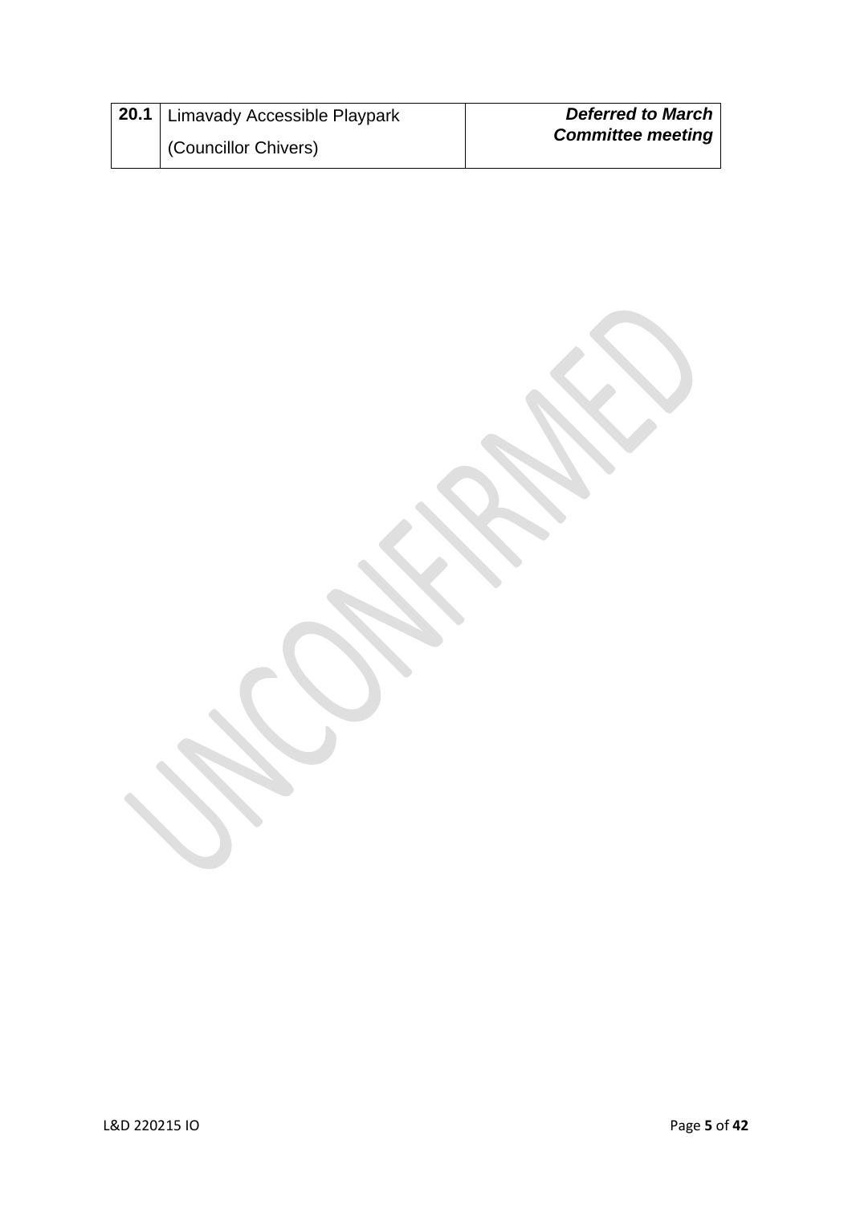| 20.1 | Limavady Accessible Playpark<br>(Councillor Chivers) | ***Deferred to March Committee meeting*** |
|---|---|---|

UNCONFIRMED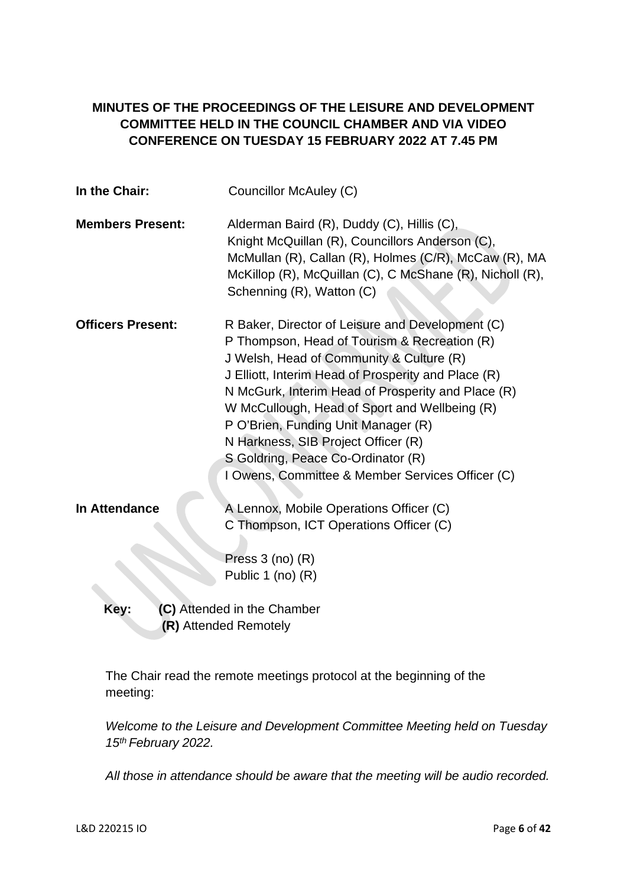**MINUTES OF THE PROCEEDINGS OF THE LEISURE AND DEVELOPMENT COMMITTEE HELD IN THE COUNCIL CHAMBER AND VIA VIDEO CONFERENCE ON TUESDAY 15 FEBRUARY 2022 AT 7.45 PM**

| | |
|---|---|
| **In the Chair:** | Councillor McAuley (C) |
| **Members Present:** | Alderman Baird (R), Duddy (C), Hillis (C), Knight McQuillan (R), Councillors Anderson (C), McMullan (R), Callan (R), Holmes (C/R), McCaw (R), MA McKillop (R), McQuillan (C), C McShane (R), Nicholl (R), Schenning (R), Watton (C) |
| **Officers Present:** | R Baker, Director of Leisure and Development (C)<br>P Thompson, Head of Tourism & Recreation (R)<br>J Welsh, Head of Community & Culture (R)<br>J Elliott, Interim Head of Prosperity and Place (R)<br>N McGurk, Interim Head of Prosperity and Place (R)<br>W McCullough, Head of Sport and Wellbeing (R)<br>P O'Brien, Funding Unit Manager (R)<br>N Harkness, SIB Project Officer (R)<br>S Goldring, Peace Co-Ordinator (R)<br>I Owens, Committee & Member Services Officer (C) |
| **In Attendance** | A Lennox, Mobile Operations Officer (C)<br>C Thompson, ICT Operations Officer (C)<br><br>Press 3 (no) (R)<br>Public 1 (no) (R) |

**Key:** **(C)** Attended in the Chamber
**(R)** Attended Remotely

The Chair read the remote meetings protocol at the beginning of the meeting:

*Welcome to the Leisure and Development Committee Meeting held on Tuesday 15th February 2022.*

*All those in attendance should be aware that the meeting will be audio recorded.*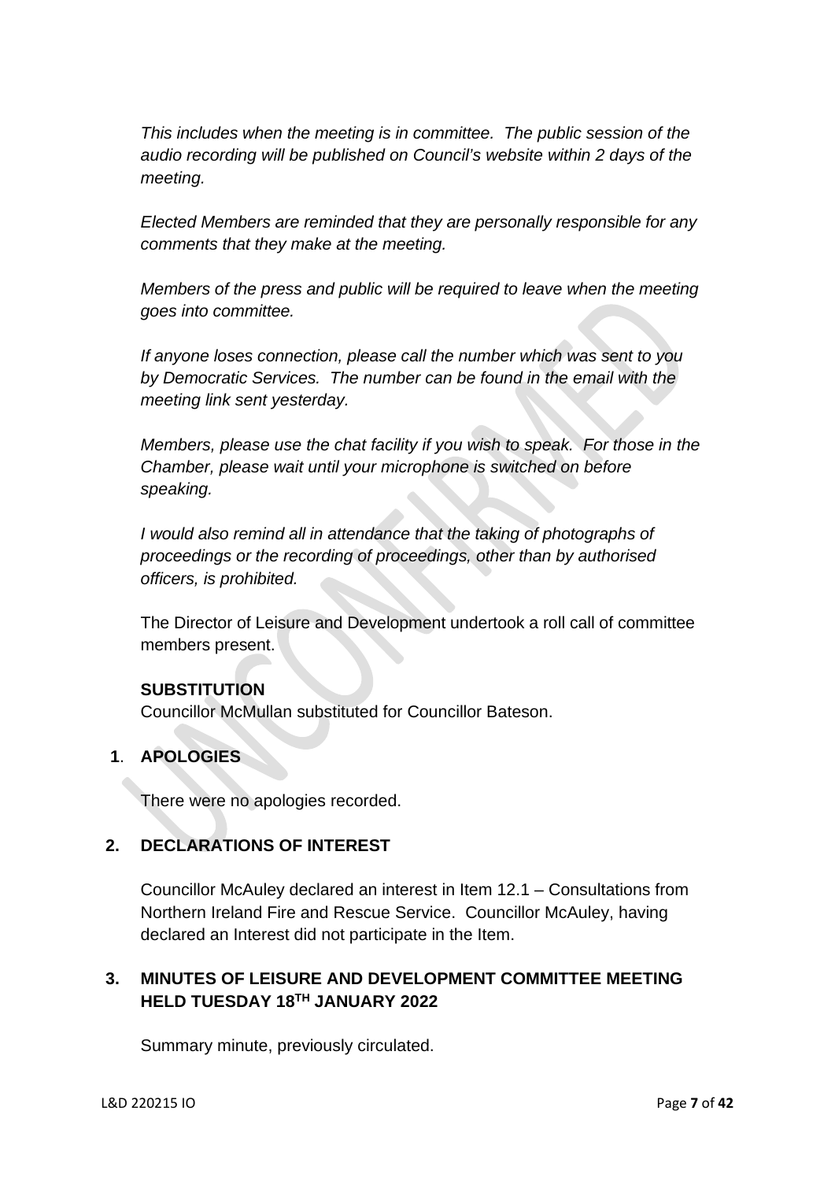*This includes when the meeting is in committee. The public session of the audio recording will be published on Council's website within 2 days of the meeting.*

*Elected Members are reminded that they are personally responsible for any comments that they make at the meeting.*

*Members of the press and public will be required to leave when the meeting goes into committee.*

*If anyone loses connection, please call the number which was sent to you by Democratic Services. The number can be found in the email with the meeting link sent yesterday.*

*Members, please use the chat facility if you wish to speak. For those in the Chamber, please wait until your microphone is switched on before speaking.*

*I would also remind all in attendance that the taking of photographs of proceedings or the recording of proceedings, other than by authorised officers, is prohibited.*

The Director of Leisure and Development undertook a roll call of committee members present.

**SUBSTITUTION**

Councillor McMullan substituted for Councillor Bateson.

## 1. APOLOGIES

There were no apologies recorded.

## 2. DECLARATIONS OF INTEREST

Councillor McAuley declared an interest in Item 12.1 – Consultations from Northern Ireland Fire and Rescue Service. Councillor McAuley, having declared an Interest did not participate in the Item.

## 3. MINUTES OF LEISURE AND DEVELOPMENT COMMITTEE MEETING HELD TUESDAY 18TH JANUARY 2022

Summary minute, previously circulated.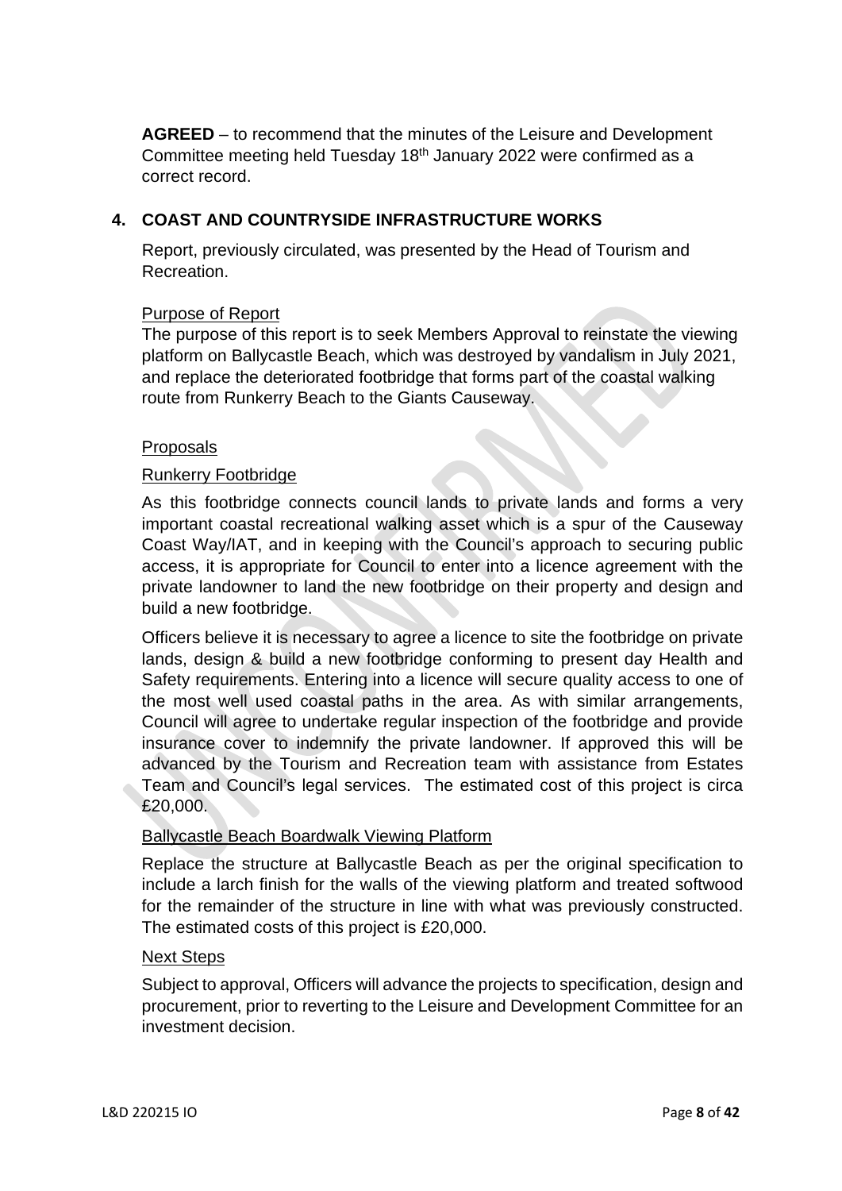**AGREED** – to recommend that the minutes of the Leisure and Development Committee meeting held Tuesday 18th January 2022 were confirmed as a correct record.

## 4. COAST AND COUNTRYSIDE INFRASTRUCTURE WORKS

Report, previously circulated, was presented by the Head of Tourism and Recreation.

Purpose of Report

The purpose of this report is to seek Members Approval to reinstate the viewing platform on Ballycastle Beach, which was destroyed by vandalism in July 2021, and replace the deteriorated footbridge that forms part of the coastal walking route from Runkerry Beach to the Giants Causeway.

Proposals

Runkerry Footbridge

As this footbridge connects council lands to private lands and forms a very important coastal recreational walking asset which is a spur of the Causeway Coast Way/IAT, and in keeping with the Council's approach to securing public access, it is appropriate for Council to enter into a licence agreement with the private landowner to land the new footbridge on their property and design and build a new footbridge.

Officers believe it is necessary to agree a licence to site the footbridge on private lands, design & build a new footbridge conforming to present day Health and Safety requirements. Entering into a licence will secure quality access to one of the most well used coastal paths in the area. As with similar arrangements, Council will agree to undertake regular inspection of the footbridge and provide insurance cover to indemnify the private landowner. If approved this will be advanced by the Tourism and Recreation team with assistance from Estates Team and Council's legal services. The estimated cost of this project is circa £20,000.

Ballycastle Beach Boardwalk Viewing Platform

Replace the structure at Ballycastle Beach as per the original specification to include a larch finish for the walls of the viewing platform and treated softwood for the remainder of the structure in line with what was previously constructed. The estimated costs of this project is £20,000.

Next Steps

Subject to approval, Officers will advance the projects to specification, design and procurement, prior to reverting to the Leisure and Development Committee for an investment decision.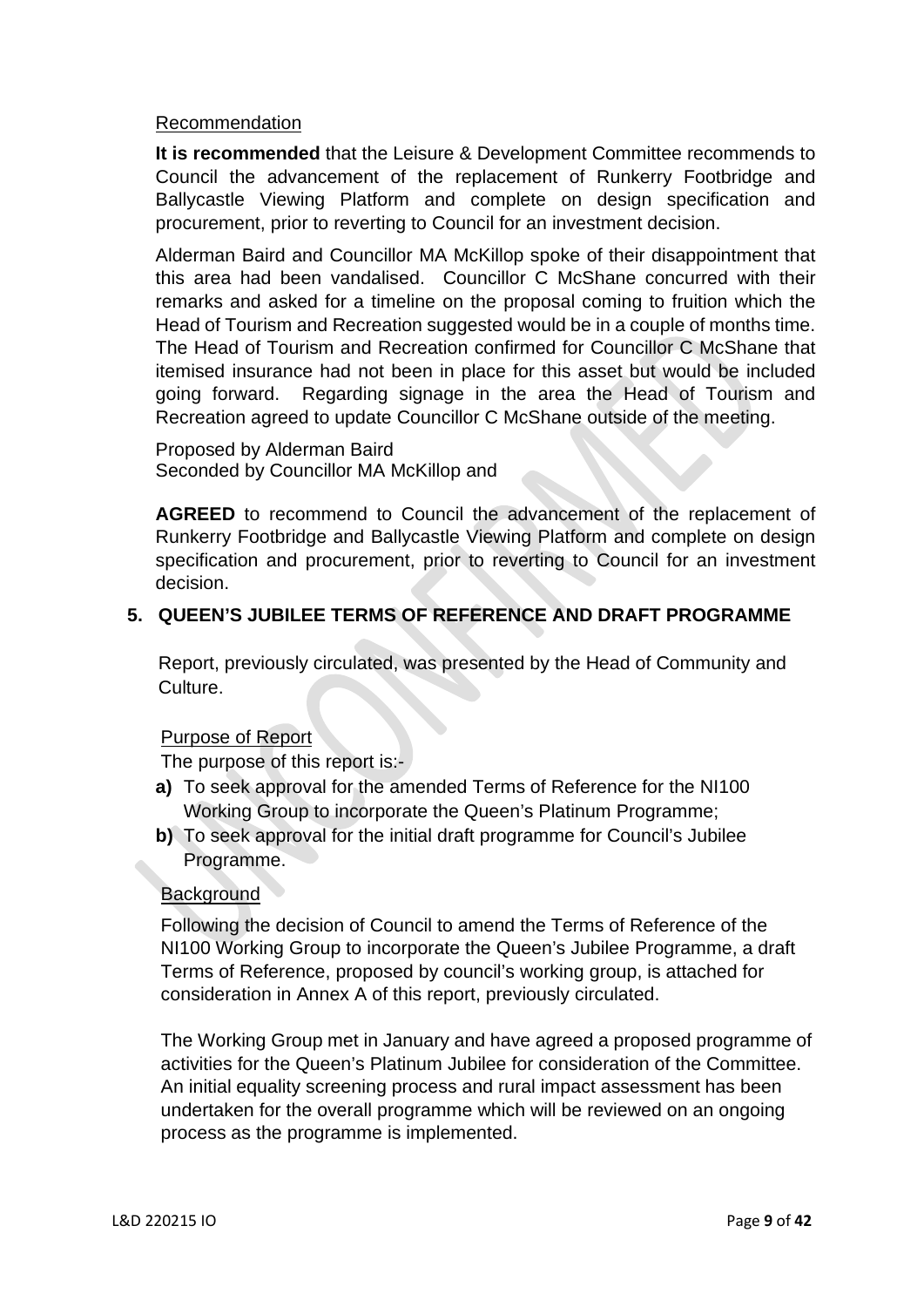Recommendation

**It is recommended** that the Leisure & Development Committee recommends to Council the advancement of the replacement of Runkerry Footbridge and Ballycastle Viewing Platform and complete on design specification and procurement, prior to reverting to Council for an investment decision.

Alderman Baird and Councillor MA McKillop spoke of their disappointment that this area had been vandalised. Councillor C McShane concurred with their remarks and asked for a timeline on the proposal coming to fruition which the Head of Tourism and Recreation suggested would be in a couple of months time. The Head of Tourism and Recreation confirmed for Councillor C McShane that itemised insurance had not been in place for this asset but would be included going forward. Regarding signage in the area the Head of Tourism and Recreation agreed to update Councillor C McShane outside of the meeting.

Proposed by Alderman Baird
Seconded by Councillor MA McKillop and

**AGREED** to recommend to Council the advancement of the replacement of Runkerry Footbridge and Ballycastle Viewing Platform and complete on design specification and procurement, prior to reverting to Council for an investment decision.

## 5. QUEEN'S JUBILEE TERMS OF REFERENCE AND DRAFT PROGRAMME

Report, previously circulated, was presented by the Head of Community and Culture.

Purpose of Report

The purpose of this report is:-

**a)** To seek approval for the amended Terms of Reference for the NI100 Working Group to incorporate the Queen's Platinum Programme;

**b)** To seek approval for the initial draft programme for Council's Jubilee Programme.

Background

Following the decision of Council to amend the Terms of Reference of the NI100 Working Group to incorporate the Queen's Jubilee Programme, a draft Terms of Reference, proposed by council's working group, is attached for consideration in Annex A of this report, previously circulated.

The Working Group met in January and have agreed a proposed programme of activities for the Queen's Platinum Jubilee for consideration of the Committee. An initial equality screening process and rural impact assessment has been undertaken for the overall programme which will be reviewed on an ongoing process as the programme is implemented.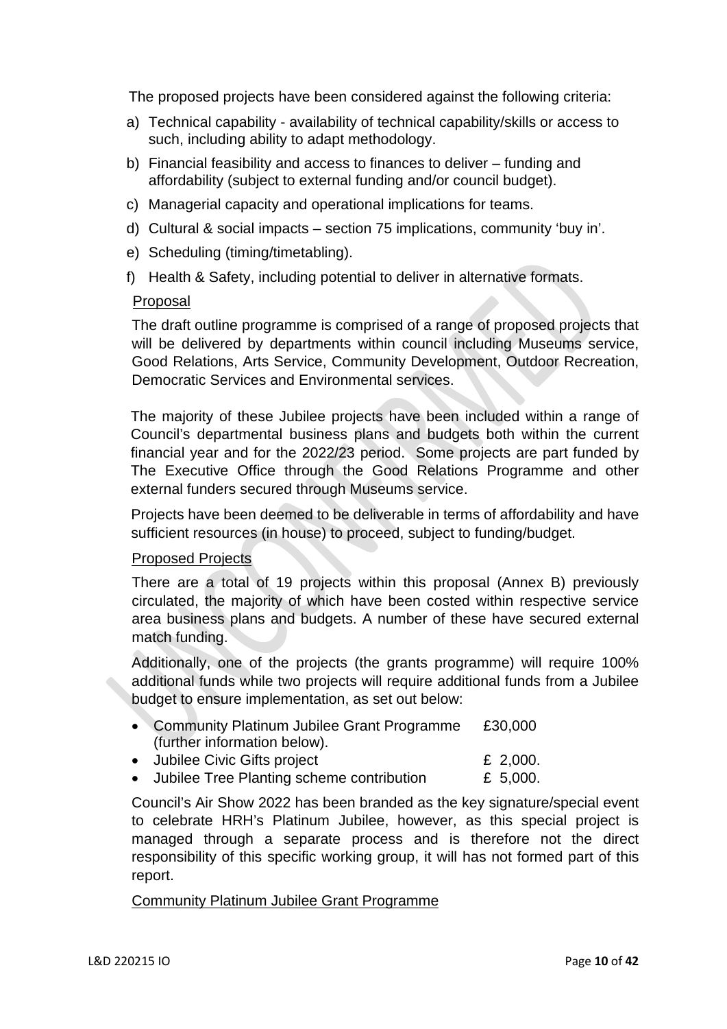The proposed projects have been considered against the following criteria:

a) Technical capability - availability of technical capability/skills or access to such, including ability to adapt methodology.
b) Financial feasibility and access to finances to deliver – funding and affordability (subject to external funding and/or council budget).
c) Managerial capacity and operational implications for teams.
d) Cultural & social impacts – section 75 implications, community 'buy in'.
e) Scheduling (timing/timetabling).
f) Health & Safety, including potential to deliver in alternative formats.

Proposal

The draft outline programme is comprised of a range of proposed projects that will be delivered by departments within council including Museums service, Good Relations, Arts Service, Community Development, Outdoor Recreation, Democratic Services and Environmental services.

The majority of these Jubilee projects have been included within a range of Council's departmental business plans and budgets both within the current financial year and for the 2022/23 period. Some projects are part funded by The Executive Office through the Good Relations Programme and other external funders secured through Museums service.

Projects have been deemed to be deliverable in terms of affordability and have sufficient resources (in house) to proceed, subject to funding/budget.

Proposed Projects

There are a total of 19 projects within this proposal (Annex B) previously circulated, the majority of which have been costed within respective service area business plans and budgets. A number of these have secured external match funding.

Additionally, one of the projects (the grants programme) will require 100% additional funds while two projects will require additional funds from a Jubilee budget to ensure implementation, as set out below:

- Community Platinum Jubilee Grant Programme (further information below). £30,000
- Jubilee Civic Gifts project £ 2,000.
- Jubilee Tree Planting scheme contribution £ 5,000.

Council's Air Show 2022 has been branded as the key signature/special event to celebrate HRH's Platinum Jubilee, however, as this special project is managed through a separate process and is therefore not the direct responsibility of this specific working group, it will has not formed part of this report.

Community Platinum Jubilee Grant Programme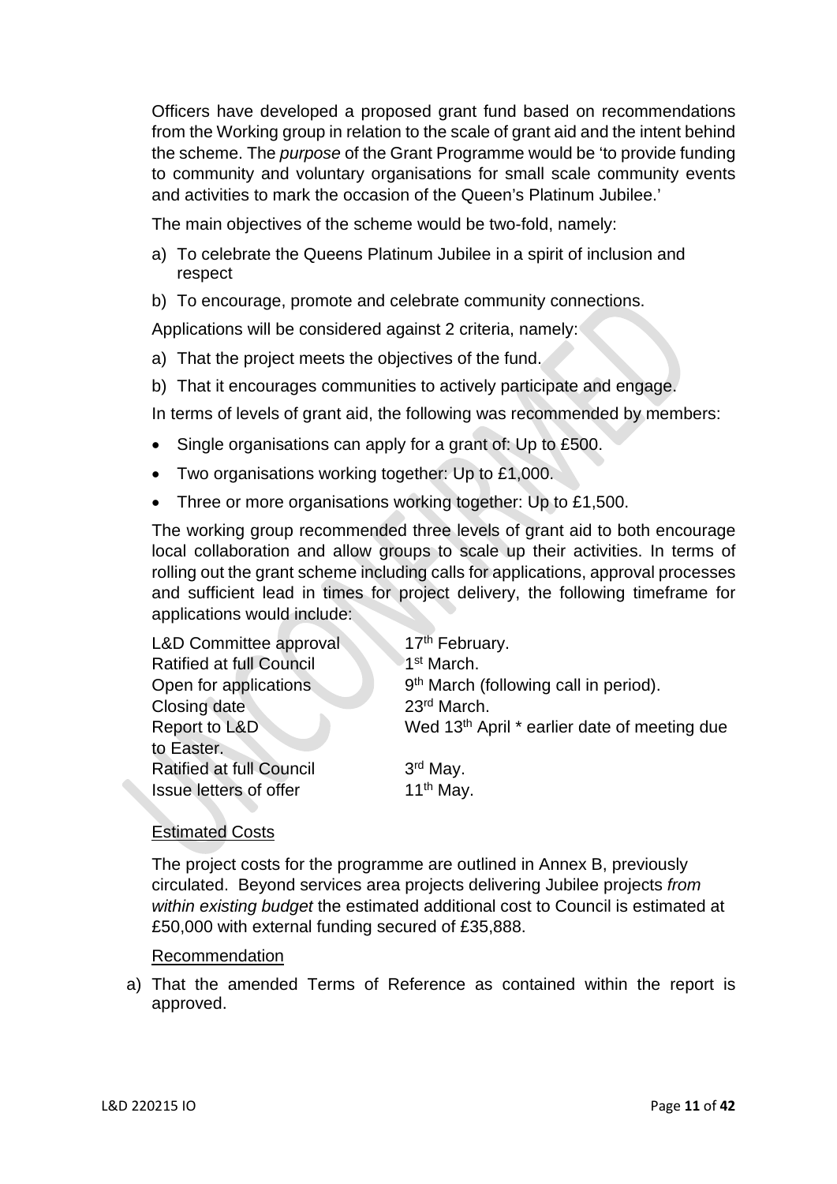Officers have developed a proposed grant fund based on recommendations from the Working group in relation to the scale of grant aid and the intent behind the scheme. The *purpose* of the Grant Programme would be 'to provide funding to community and voluntary organisations for small scale community events and activities to mark the occasion of the Queen's Platinum Jubilee.'

The main objectives of the scheme would be two-fold, namely:

a) To celebrate the Queens Platinum Jubilee in a spirit of inclusion and respect
b) To encourage, promote and celebrate community connections.

Applications will be considered against 2 criteria, namely:

a) That the project meets the objectives of the fund.
b) That it encourages communities to actively participate and engage.

In terms of levels of grant aid, the following was recommended by members:

- Single organisations can apply for a grant of: Up to £500.
- Two organisations working together: Up to £1,000.
- Three or more organisations working together: Up to £1,500.

The working group recommended three levels of grant aid to both encourage local collaboration and allow groups to scale up their activities. In terms of rolling out the grant scheme including calls for applications, approval processes and sufficient lead in times for project delivery, the following timeframe for applications would include:

| | |
|---|---|
| L&D Committee approval | 17th February. |
| Ratified at full Council | 1st March. |
| Open for applications | 9th March (following call in period). |
| Closing date | 23rd March. |
| Report to L&D | Wed 13th April * earlier date of meeting due to Easter. |
| Ratified at full Council | 3rd May. |
| Issue letters of offer | 11th May. |

Estimated Costs

The project costs for the programme are outlined in Annex B, previously circulated. Beyond services area projects delivering Jubilee projects *from within existing budget* the estimated additional cost to Council is estimated at £50,000 with external funding secured of £35,888.

Recommendation

a) That the amended Terms of Reference as contained within the report is approved.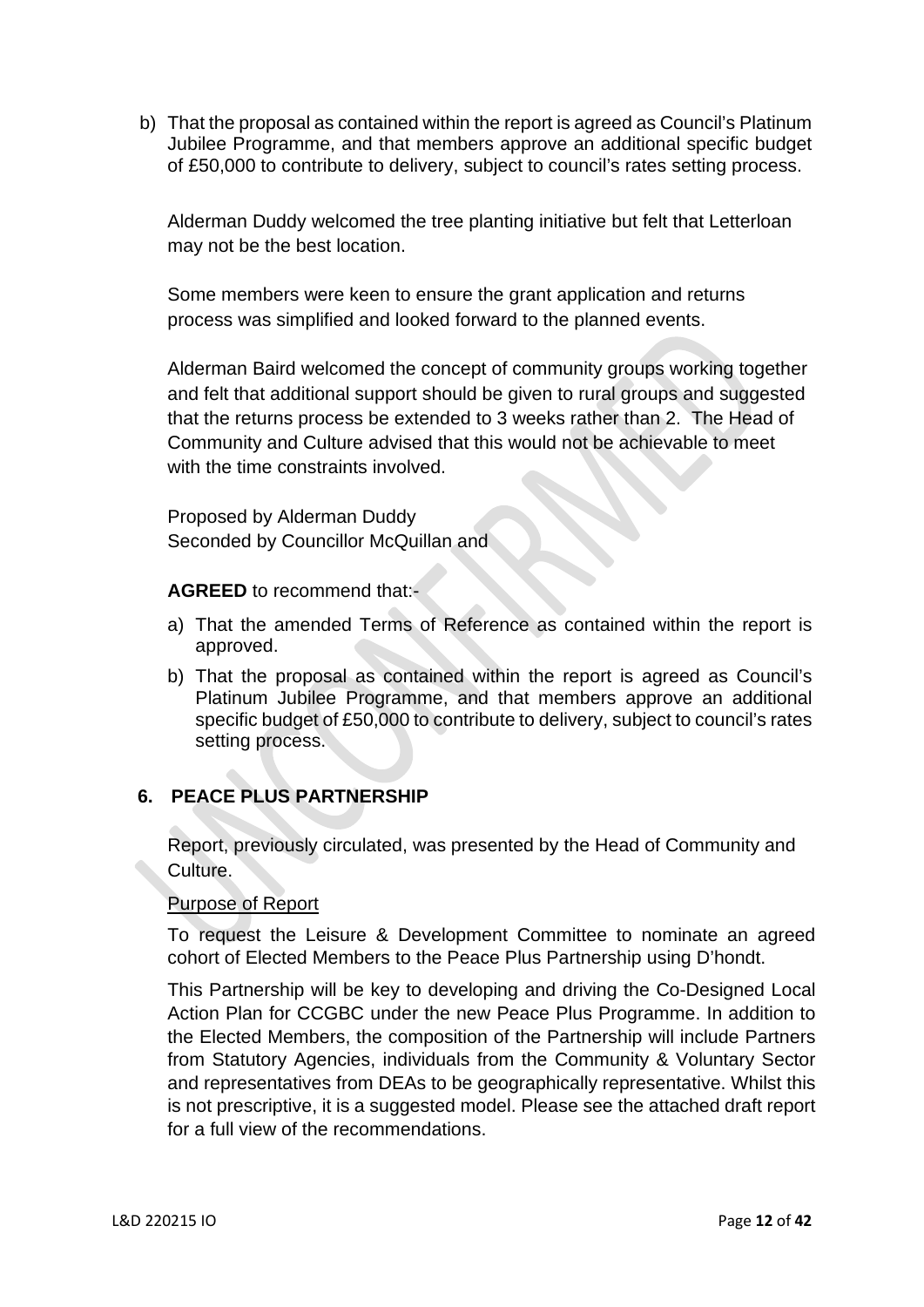b) That the proposal as contained within the report is agreed as Council's Platinum Jubilee Programme, and that members approve an additional specific budget of £50,000 to contribute to delivery, subject to council's rates setting process.

Alderman Duddy welcomed the tree planting initiative but felt that Letterloan may not be the best location.

Some members were keen to ensure the grant application and returns process was simplified and looked forward to the planned events.

Alderman Baird welcomed the concept of community groups working together and felt that additional support should be given to rural groups and suggested that the returns process be extended to 3 weeks rather than 2. The Head of Community and Culture advised that this would not be achievable to meet with the time constraints involved.

Proposed by Alderman Duddy
Seconded by Councillor McQuillan and

**AGREED** to recommend that:-

a) That the amended Terms of Reference as contained within the report is approved.
b) That the proposal as contained within the report is agreed as Council's Platinum Jubilee Programme, and that members approve an additional specific budget of £50,000 to contribute to delivery, subject to council's rates setting process.

## 6. PEACE PLUS PARTNERSHIP

Report, previously circulated, was presented by the Head of Community and Culture.

Purpose of Report

To request the Leisure & Development Committee to nominate an agreed cohort of Elected Members to the Peace Plus Partnership using D'hondt.

This Partnership will be key to developing and driving the Co-Designed Local Action Plan for CCGBC under the new Peace Plus Programme. In addition to the Elected Members, the composition of the Partnership will include Partners from Statutory Agencies, individuals from the Community & Voluntary Sector and representatives from DEAs to be geographically representative. Whilst this is not prescriptive, it is a suggested model. Please see the attached draft report for a full view of the recommendations.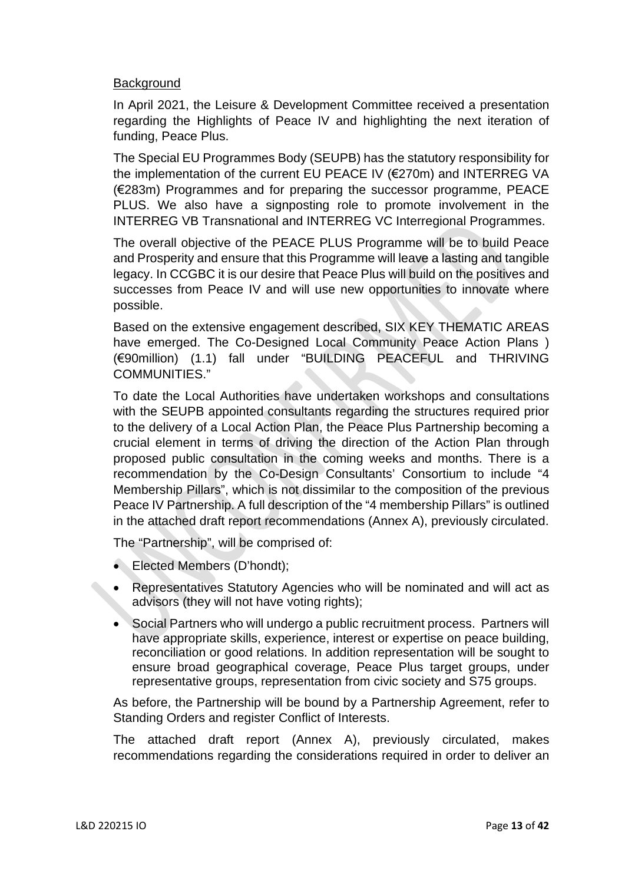Background

In April 2021, the Leisure & Development Committee received a presentation regarding the Highlights of Peace IV and highlighting the next iteration of funding, Peace Plus.

The Special EU Programmes Body (SEUPB) has the statutory responsibility for the implementation of the current EU PEACE IV (€270m) and INTERREG VA (€283m) Programmes and for preparing the successor programme, PEACE PLUS. We also have a signposting role to promote involvement in the INTERREG VB Transnational and INTERREG VC Interregional Programmes.

The overall objective of the PEACE PLUS Programme will be to build Peace and Prosperity and ensure that this Programme will leave a lasting and tangible legacy. In CCGBC it is our desire that Peace Plus will build on the positives and successes from Peace IV and will use new opportunities to innovate where possible.

Based on the extensive engagement described, SIX KEY THEMATIC AREAS have emerged. The Co-Designed Local Community Peace Action Plans ) (€90million) (1.1) fall under "BUILDING PEACEFUL and THRIVING COMMUNITIES."

To date the Local Authorities have undertaken workshops and consultations with the SEUPB appointed consultants regarding the structures required prior to the delivery of a Local Action Plan, the Peace Plus Partnership becoming a crucial element in terms of driving the direction of the Action Plan through proposed public consultation in the coming weeks and months. There is a recommendation by the Co-Design Consultants' Consortium to include "4 Membership Pillars", which is not dissimilar to the composition of the previous Peace IV Partnership. A full description of the "4 membership Pillars" is outlined in the attached draft report recommendations (Annex A), previously circulated.

The "Partnership", will be comprised of:

- Elected Members (D'hondt);
- Representatives Statutory Agencies who will be nominated and will act as advisors (they will not have voting rights);
- Social Partners who will undergo a public recruitment process. Partners will have appropriate skills, experience, interest or expertise on peace building, reconciliation or good relations. In addition representation will be sought to ensure broad geographical coverage, Peace Plus target groups, under representative groups, representation from civic society and S75 groups.

As before, the Partnership will be bound by a Partnership Agreement, refer to Standing Orders and register Conflict of Interests.

The attached draft report (Annex A), previously circulated, makes recommendations regarding the considerations required in order to deliver an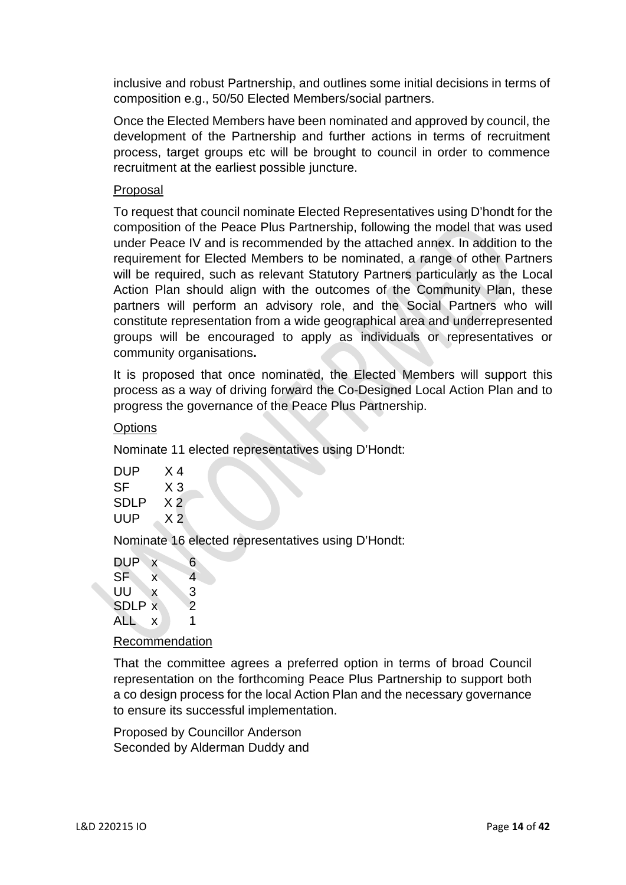inclusive and robust Partnership, and outlines some initial decisions in terms of composition e.g., 50/50 Elected Members/social partners.

Once the Elected Members have been nominated and approved by council, the development of the Partnership and further actions in terms of recruitment process, target groups etc will be brought to council in order to commence recruitment at the earliest possible juncture.

Proposal

To request that council nominate Elected Representatives using D'hondt for the composition of the Peace Plus Partnership, following the model that was used under Peace IV and is recommended by the attached annex. In addition to the requirement for Elected Members to be nominated, a range of other Partners will be required, such as relevant Statutory Partners particularly as the Local Action Plan should align with the outcomes of the Community Plan, these partners will perform an advisory role, and the Social Partners who will constitute representation from a wide geographical area and underrepresented groups will be encouraged to apply as individuals or representatives or community organisations**.**

It is proposed that once nominated, the Elected Members will support this process as a way of driving forward the Co-Designed Local Action Plan and to progress the governance of the Peace Plus Partnership.

Options

Nominate 11 elected representatives using D'Hondt:

DUP X 4
SF X 3
SDLP X 2
UUP X 2

Nominate 16 elected representatives using D'Hondt:

DUP x 6
SF x 4
UU x 3
SDLP x 2
ALL x 1

Recommendation

That the committee agrees a preferred option in terms of broad Council representation on the forthcoming Peace Plus Partnership to support both a co design process for the local Action Plan and the necessary governance to ensure its successful implementation.

Proposed by Councillor Anderson
Seconded by Alderman Duddy and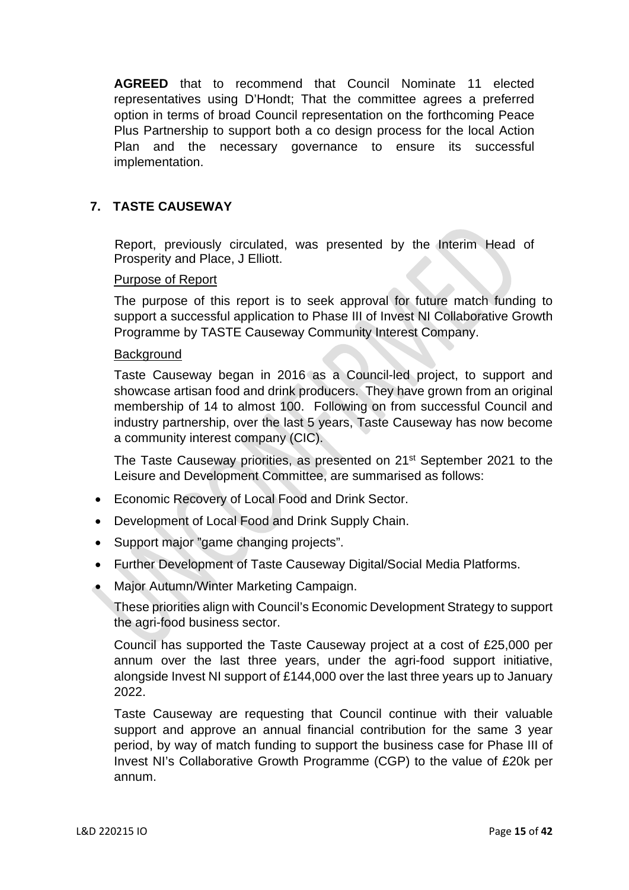**AGREED** that to recommend that Council Nominate 11 elected representatives using D'Hondt; That the committee agrees a preferred option in terms of broad Council representation on the forthcoming Peace Plus Partnership to support both a co design process for the local Action Plan and the necessary governance to ensure its successful implementation.

## 7. TASTE CAUSEWAY

Report, previously circulated, was presented by the Interim Head of Prosperity and Place, J Elliott.

Purpose of Report

The purpose of this report is to seek approval for future match funding to support a successful application to Phase III of Invest NI Collaborative Growth Programme by TASTE Causeway Community Interest Company.

Background

Taste Causeway began in 2016 as a Council-led project, to support and showcase artisan food and drink producers. They have grown from an original membership of 14 to almost 100. Following on from successful Council and industry partnership, over the last 5 years, Taste Causeway has now become a community interest company (CIC).

The Taste Causeway priorities, as presented on 21st September 2021 to the Leisure and Development Committee, are summarised as follows:

- Economic Recovery of Local Food and Drink Sector.
- Development of Local Food and Drink Supply Chain.
- Support major "game changing projects".
- Further Development of Taste Causeway Digital/Social Media Platforms.
- Major Autumn/Winter Marketing Campaign.

These priorities align with Council's Economic Development Strategy to support the agri-food business sector.

Council has supported the Taste Causeway project at a cost of £25,000 per annum over the last three years, under the agri-food support initiative, alongside Invest NI support of £144,000 over the last three years up to January 2022.

Taste Causeway are requesting that Council continue with their valuable support and approve an annual financial contribution for the same 3 year period, by way of match funding to support the business case for Phase III of Invest NI's Collaborative Growth Programme (CGP) to the value of £20k per annum.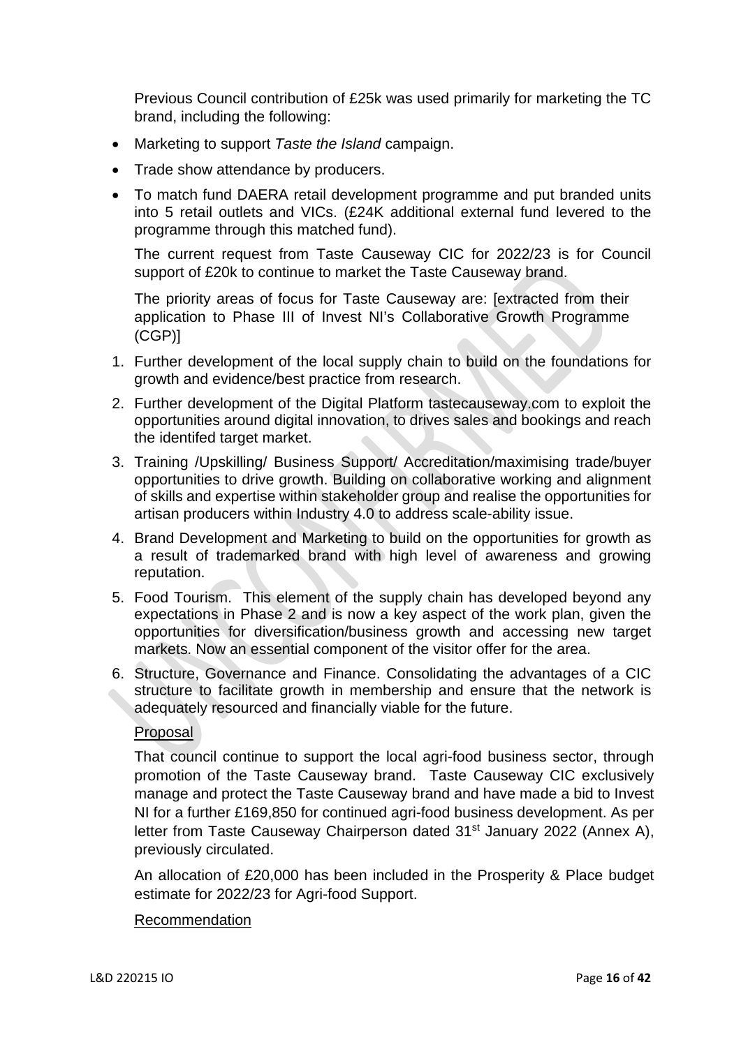Previous Council contribution of £25k was used primarily for marketing the TC brand, including the following:

- Marketing to support *Taste the Island* campaign.
- Trade show attendance by producers.
- To match fund DAERA retail development programme and put branded units into 5 retail outlets and VICs. (£24K additional external fund levered to the programme through this matched fund).

The current request from Taste Causeway CIC for 2022/23 is for Council support of £20k to continue to market the Taste Causeway brand.

The priority areas of focus for Taste Causeway are: [extracted from their application to Phase III of Invest NI's Collaborative Growth Programme (CGP)]

1. Further development of the local supply chain to build on the foundations for growth and evidence/best practice from research.
2. Further development of the Digital Platform tastecauseway.com to exploit the opportunities around digital innovation, to drives sales and bookings and reach the identifed target market.
3. Training /Upskilling/ Business Support/ Accreditation/maximising trade/buyer opportunities to drive growth. Building on collaborative working and alignment of skills and expertise within stakeholder group and realise the opportunities for artisan producers within Industry 4.0 to address scale-ability issue.
4. Brand Development and Marketing to build on the opportunities for growth as a result of trademarked brand with high level of awareness and growing reputation.
5. Food Tourism. This element of the supply chain has developed beyond any expectations in Phase 2 and is now a key aspect of the work plan, given the opportunities for diversification/business growth and accessing new target markets. Now an essential component of the visitor offer for the area.
6. Structure, Governance and Finance. Consolidating the advantages of a CIC structure to facilitate growth in membership and ensure that the network is adequately resourced and financially viable for the future.

Proposal

That council continue to support the local agri-food business sector, through promotion of the Taste Causeway brand. Taste Causeway CIC exclusively manage and protect the Taste Causeway brand and have made a bid to Invest NI for a further £169,850 for continued agri-food business development. As per letter from Taste Causeway Chairperson dated 31st January 2022 (Annex A), previously circulated.

An allocation of £20,000 has been included in the Prosperity & Place budget estimate for 2022/23 for Agri-food Support.

Recommendation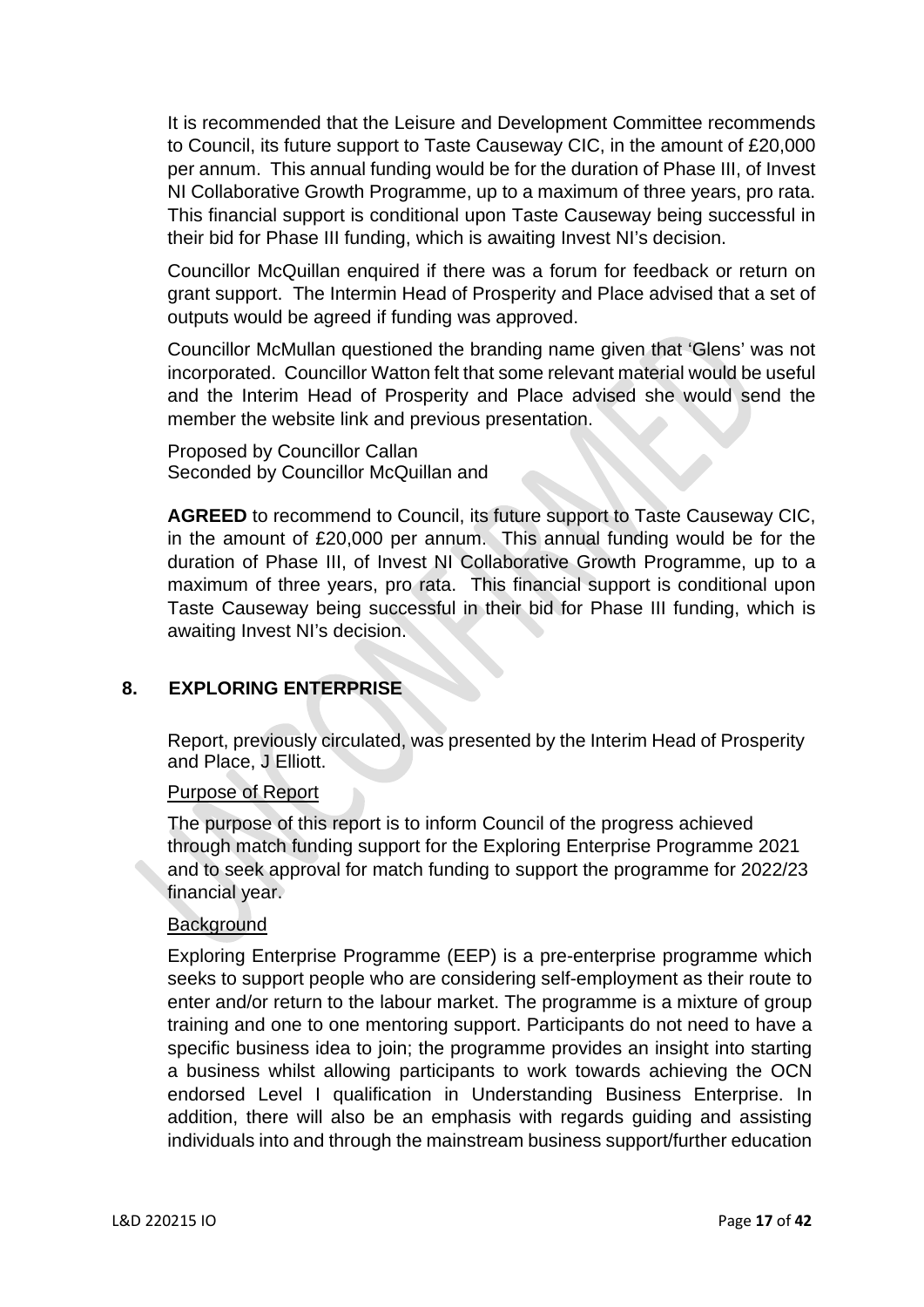It is recommended that the Leisure and Development Committee recommends to Council, its future support to Taste Causeway CIC, in the amount of £20,000 per annum. This annual funding would be for the duration of Phase III, of Invest NI Collaborative Growth Programme, up to a maximum of three years, pro rata. This financial support is conditional upon Taste Causeway being successful in their bid for Phase III funding, which is awaiting Invest NI's decision.

Councillor McQuillan enquired if there was a forum for feedback or return on grant support. The Intermin Head of Prosperity and Place advised that a set of outputs would be agreed if funding was approved.

Councillor McMullan questioned the branding name given that 'Glens' was not incorporated. Councillor Watton felt that some relevant material would be useful and the Interim Head of Prosperity and Place advised she would send the member the website link and previous presentation.

Proposed by Councillor Callan
Seconded by Councillor McQuillan and

**AGREED** to recommend to Council, its future support to Taste Causeway CIC, in the amount of £20,000 per annum. This annual funding would be for the duration of Phase III, of Invest NI Collaborative Growth Programme, up to a maximum of three years, pro rata. This financial support is conditional upon Taste Causeway being successful in their bid for Phase III funding, which is awaiting Invest NI's decision.

## 8. EXPLORING ENTERPRISE

Report, previously circulated, was presented by the Interim Head of Prosperity and Place, J Elliott.

Purpose of Report

The purpose of this report is to inform Council of the progress achieved through match funding support for the Exploring Enterprise Programme 2021 and to seek approval for match funding to support the programme for 2022/23 financial year.

Background

Exploring Enterprise Programme (EEP) is a pre-enterprise programme which seeks to support people who are considering self-employment as their route to enter and/or return to the labour market. The programme is a mixture of group training and one to one mentoring support. Participants do not need to have a specific business idea to join; the programme provides an insight into starting a business whilst allowing participants to work towards achieving the OCN endorsed Level I qualification in Understanding Business Enterprise. In addition, there will also be an emphasis with regards guiding and assisting individuals into and through the mainstream business support/further education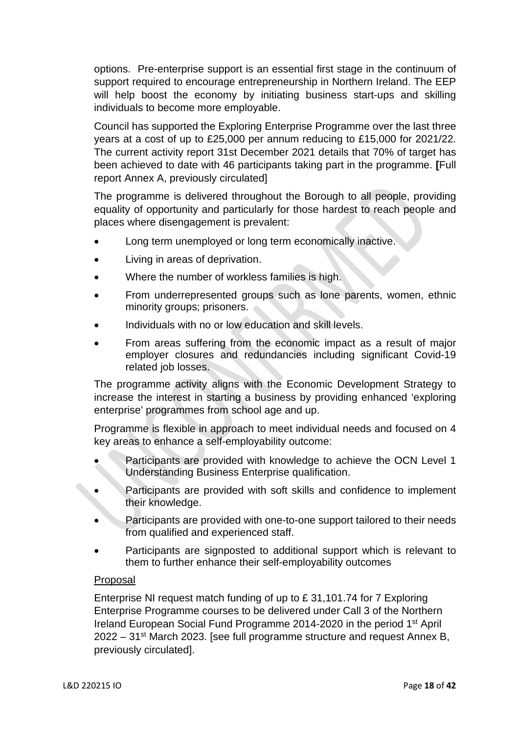options. Pre-enterprise support is an essential first stage in the continuum of support required to encourage entrepreneurship in Northern Ireland. The EEP will help boost the economy by initiating business start-ups and skilling individuals to become more employable.

Council has supported the Exploring Enterprise Programme over the last three years at a cost of up to £25,000 per annum reducing to £15,000 for 2021/22. The current activity report 31st December 2021 details that 70% of target has been achieved to date with 46 participants taking part in the programme. **[**Full report Annex A, previously circulated]

The programme is delivered throughout the Borough to all people, providing equality of opportunity and particularly for those hardest to reach people and places where disengagement is prevalent:

- Long term unemployed or long term economically inactive.
- Living in areas of deprivation.
- Where the number of workless families is high.
- From underrepresented groups such as lone parents, women, ethnic minority groups; prisoners.
- Individuals with no or low education and skill levels.
- From areas suffering from the economic impact as a result of major employer closures and redundancies including significant Covid-19 related job losses.

The programme activity aligns with the Economic Development Strategy to increase the interest in starting a business by providing enhanced 'exploring enterprise' programmes from school age and up.

Programme is flexible in approach to meet individual needs and focused on 4 key areas to enhance a self-employability outcome:

- Participants are provided with knowledge to achieve the OCN Level 1 Understanding Business Enterprise qualification.
- Participants are provided with soft skills and confidence to implement their knowledge.
- Participants are provided with one-to-one support tailored to their needs from qualified and experienced staff.
- Participants are signposted to additional support which is relevant to them to further enhance their self-employability outcomes

Proposal

Enterprise NI request match funding of up to £ 31,101.74 for 7 Exploring Enterprise Programme courses to be delivered under Call 3 of the Northern Ireland European Social Fund Programme 2014-2020 in the period 1st April 2022 – 31st March 2023. [see full programme structure and request Annex B, previously circulated].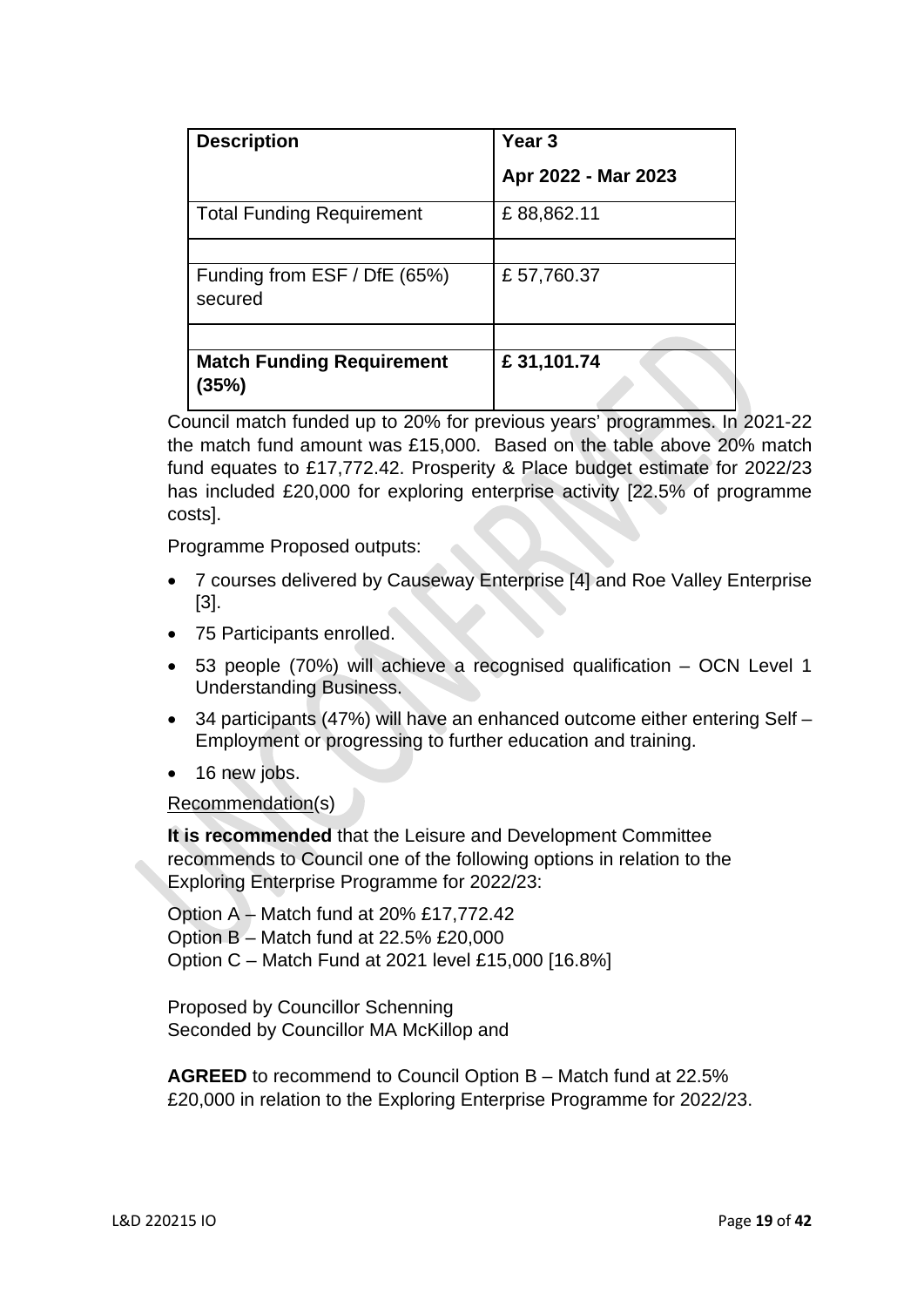| Description | Year 3<br>Apr 2022 - Mar 2023 |
|---|---|
| Total Funding Requirement | £ 88,862.11 |
| | |
| Funding from ESF / DfE (65%) secured | £ 57,760.37 |
| | |
| **Match Funding Requirement (35%)** | **£ 31,101.74** |

Council match funded up to 20% for previous years' programmes. In 2021-22 the match fund amount was £15,000. Based on the table above 20% match fund equates to £17,772.42. Prosperity & Place budget estimate for 2022/23 has included £20,000 for exploring enterprise activity [22.5% of programme costs].

Programme Proposed outputs:

- 7 courses delivered by Causeway Enterprise [4] and Roe Valley Enterprise [3].
- 75 Participants enrolled.
- 53 people (70%) will achieve a recognised qualification – OCN Level 1 Understanding Business.
- 34 participants (47%) will have an enhanced outcome either entering Self – Employment or progressing to further education and training.
- 16 new jobs.

Recommendation(s)

**It is recommended** that the Leisure and Development Committee recommends to Council one of the following options in relation to the Exploring Enterprise Programme for 2022/23:

Option A – Match fund at 20% £17,772.42
Option B – Match fund at 22.5% £20,000
Option C – Match Fund at 2021 level £15,000 [16.8%]

Proposed by Councillor Schenning
Seconded by Councillor MA McKillop and

**AGREED** to recommend to Council Option B – Match fund at 22.5% £20,000 in relation to the Exploring Enterprise Programme for 2022/23.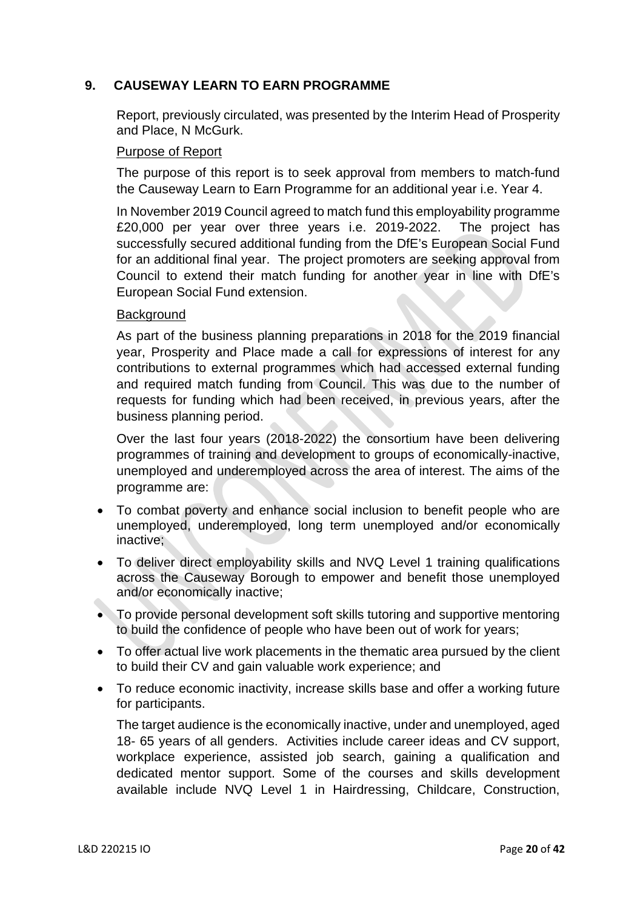## 9. CAUSEWAY LEARN TO EARN PROGRAMME

Report, previously circulated, was presented by the Interim Head of Prosperity and Place, N McGurk.

Purpose of Report

The purpose of this report is to seek approval from members to match-fund the Causeway Learn to Earn Programme for an additional year i.e. Year 4.

In November 2019 Council agreed to match fund this employability programme £20,000 per year over three years i.e. 2019-2022. The project has successfully secured additional funding from the DfE's European Social Fund for an additional final year. The project promoters are seeking approval from Council to extend their match funding for another year in line with DfE's European Social Fund extension.

Background

As part of the business planning preparations in 2018 for the 2019 financial year, Prosperity and Place made a call for expressions of interest for any contributions to external programmes which had accessed external funding and required match funding from Council. This was due to the number of requests for funding which had been received, in previous years, after the business planning period.

Over the last four years (2018-2022) the consortium have been delivering programmes of training and development to groups of economically-inactive, unemployed and underemployed across the area of interest. The aims of the programme are:

- To combat poverty and enhance social inclusion to benefit people who are unemployed, underemployed, long term unemployed and/or economically inactive;
- To deliver direct employability skills and NVQ Level 1 training qualifications across the Causeway Borough to empower and benefit those unemployed and/or economically inactive;
- To provide personal development soft skills tutoring and supportive mentoring to build the confidence of people who have been out of work for years;
- To offer actual live work placements in the thematic area pursued by the client to build their CV and gain valuable work experience; and
- To reduce economic inactivity, increase skills base and offer a working future for participants.

The target audience is the economically inactive, under and unemployed, aged 18- 65 years of all genders. Activities include career ideas and CV support, workplace experience, assisted job search, gaining a qualification and dedicated mentor support. Some of the courses and skills development available include NVQ Level 1 in Hairdressing, Childcare, Construction,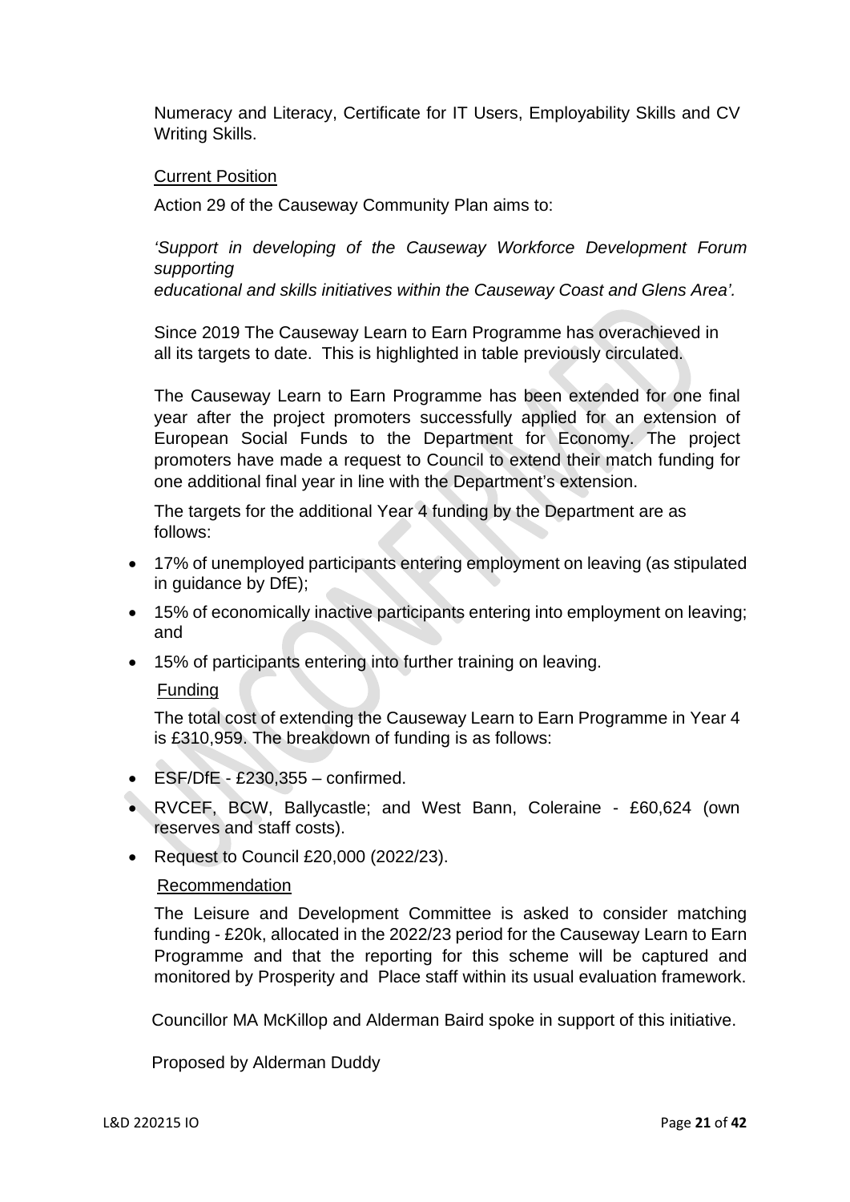Numeracy and Literacy, Certificate for IT Users, Employability Skills and CV Writing Skills.

Current Position

Action 29 of the Causeway Community Plan aims to:

*'Support in developing of the Causeway Workforce Development Forum supporting*
*educational and skills initiatives within the Causeway Coast and Glens Area'.*

Since 2019 The Causeway Learn to Earn Programme has overachieved in all its targets to date. This is highlighted in table previously circulated.

The Causeway Learn to Earn Programme has been extended for one final year after the project promoters successfully applied for an extension of European Social Funds to the Department for Economy. The project promoters have made a request to Council to extend their match funding for one additional final year in line with the Department's extension.

The targets for the additional Year 4 funding by the Department are as follows:

- 17% of unemployed participants entering employment on leaving (as stipulated in guidance by DfE);
- 15% of economically inactive participants entering into employment on leaving; and
- 15% of participants entering into further training on leaving.

Funding

The total cost of extending the Causeway Learn to Earn Programme in Year 4 is £310,959. The breakdown of funding is as follows:

- ESF/DfE - £230,355 – confirmed.
- RVCEF, BCW, Ballycastle; and West Bann, Coleraine - £60,624 (own reserves and staff costs).
- Request to Council £20,000 (2022/23).

Recommendation

The Leisure and Development Committee is asked to consider matching funding - £20k, allocated in the 2022/23 period for the Causeway Learn to Earn Programme and that the reporting for this scheme will be captured and monitored by Prosperity and Place staff within its usual evaluation framework.

Councillor MA McKillop and Alderman Baird spoke in support of this initiative.

Proposed by Alderman Duddy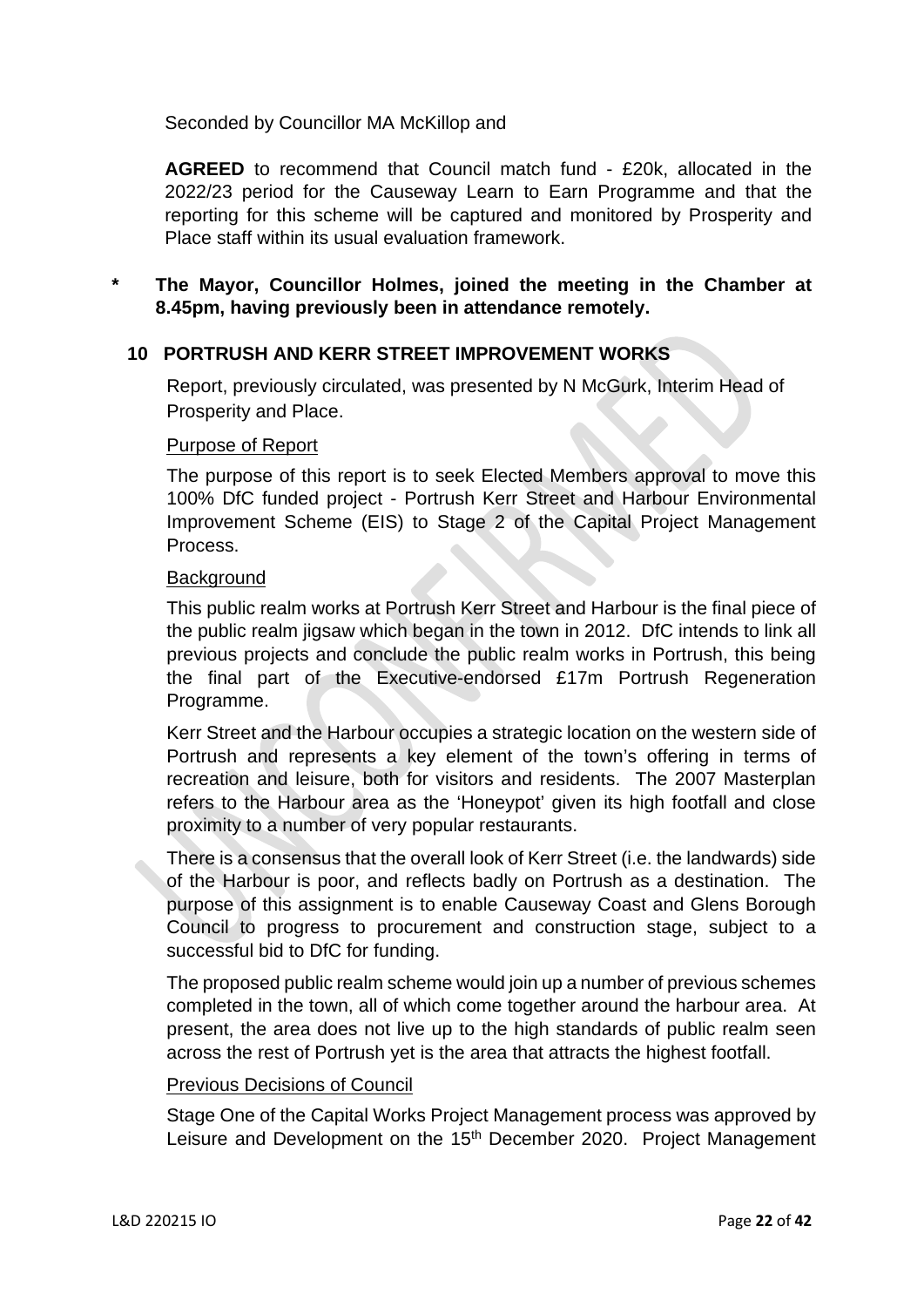Seconded by Councillor MA McKillop and

**AGREED** to recommend that Council match fund - £20k, allocated in the 2022/23 period for the Causeway Learn to Earn Programme and that the reporting for this scheme will be captured and monitored by Prosperity and Place staff within its usual evaluation framework.

\* **The Mayor, Councillor Holmes, joined the meeting in the Chamber at 8.45pm, having previously been in attendance remotely.**

## 10 PORTRUSH AND KERR STREET IMPROVEMENT WORKS

Report, previously circulated, was presented by N McGurk, Interim Head of Prosperity and Place.

Purpose of Report

The purpose of this report is to seek Elected Members approval to move this 100% DfC funded project - Portrush Kerr Street and Harbour Environmental Improvement Scheme (EIS) to Stage 2 of the Capital Project Management Process.

Background

This public realm works at Portrush Kerr Street and Harbour is the final piece of the public realm jigsaw which began in the town in 2012. DfC intends to link all previous projects and conclude the public realm works in Portrush, this being the final part of the Executive-endorsed £17m Portrush Regeneration Programme.

Kerr Street and the Harbour occupies a strategic location on the western side of Portrush and represents a key element of the town's offering in terms of recreation and leisure, both for visitors and residents. The 2007 Masterplan refers to the Harbour area as the 'Honeypot' given its high footfall and close proximity to a number of very popular restaurants.

There is a consensus that the overall look of Kerr Street (i.e. the landwards) side of the Harbour is poor, and reflects badly on Portrush as a destination. The purpose of this assignment is to enable Causeway Coast and Glens Borough Council to progress to procurement and construction stage, subject to a successful bid to DfC for funding.

The proposed public realm scheme would join up a number of previous schemes completed in the town, all of which come together around the harbour area. At present, the area does not live up to the high standards of public realm seen across the rest of Portrush yet is the area that attracts the highest footfall.

Previous Decisions of Council

Stage One of the Capital Works Project Management process was approved by Leisure and Development on the 15th December 2020. Project Management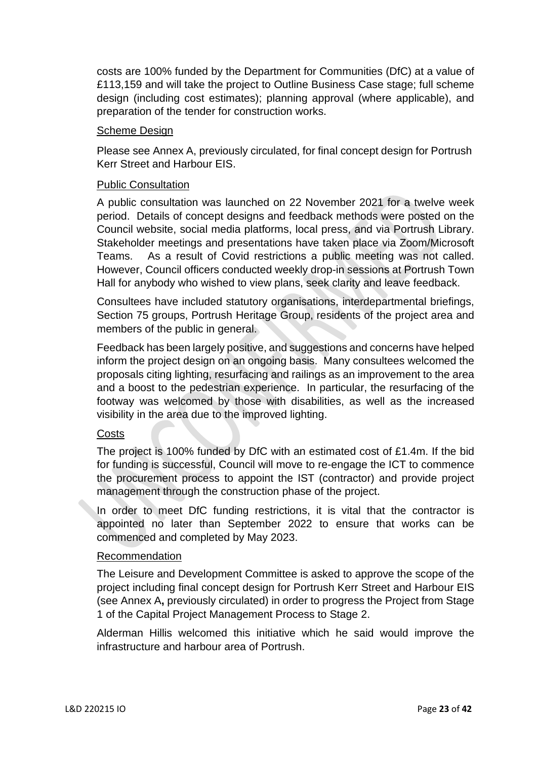costs are 100% funded by the Department for Communities (DfC) at a value of £113,159 and will take the project to Outline Business Case stage; full scheme design (including cost estimates); planning approval (where applicable), and preparation of the tender for construction works.

Scheme Design

Please see Annex A, previously circulated, for final concept design for Portrush Kerr Street and Harbour EIS.

Public Consultation

A public consultation was launched on 22 November 2021 for a twelve week period. Details of concept designs and feedback methods were posted on the Council website, social media platforms, local press, and via Portrush Library. Stakeholder meetings and presentations have taken place via Zoom/Microsoft Teams. As a result of Covid restrictions a public meeting was not called. However, Council officers conducted weekly drop-in sessions at Portrush Town Hall for anybody who wished to view plans, seek clarity and leave feedback.

Consultees have included statutory organisations, interdepartmental briefings, Section 75 groups, Portrush Heritage Group, residents of the project area and members of the public in general.

Feedback has been largely positive, and suggestions and concerns have helped inform the project design on an ongoing basis. Many consultees welcomed the proposals citing lighting, resurfacing and railings as an improvement to the area and a boost to the pedestrian experience. In particular, the resurfacing of the footway was welcomed by those with disabilities, as well as the increased visibility in the area due to the improved lighting.

Costs

The project is 100% funded by DfC with an estimated cost of £1.4m. If the bid for funding is successful, Council will move to re-engage the ICT to commence the procurement process to appoint the IST (contractor) and provide project management through the construction phase of the project.

In order to meet DfC funding restrictions, it is vital that the contractor is appointed no later than September 2022 to ensure that works can be commenced and completed by May 2023.

Recommendation

The Leisure and Development Committee is asked to approve the scope of the project including final concept design for Portrush Kerr Street and Harbour EIS (see Annex A**,** previously circulated) in order to progress the Project from Stage 1 of the Capital Project Management Process to Stage 2.

Alderman Hillis welcomed this initiative which he said would improve the infrastructure and harbour area of Portrush.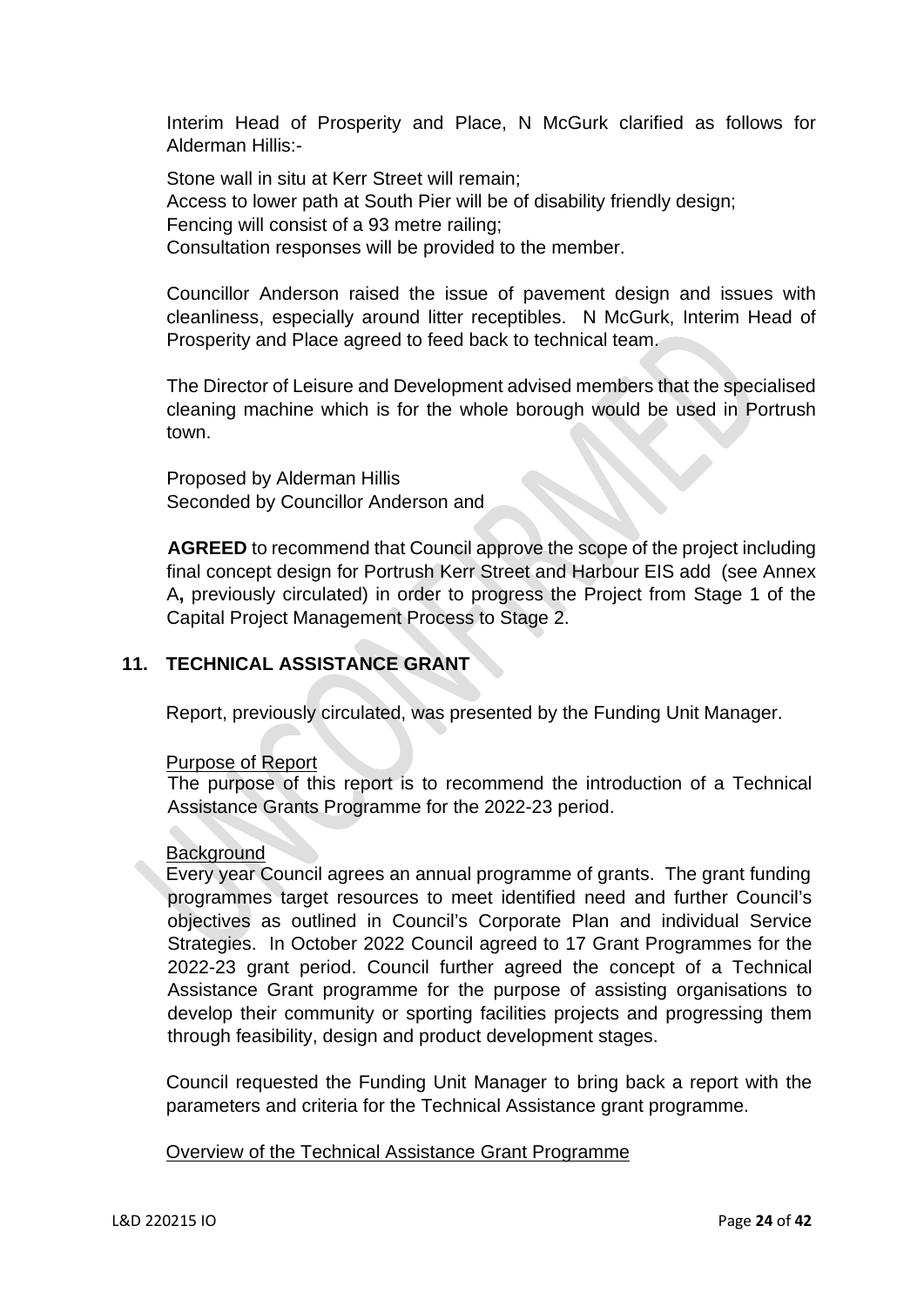Interim Head of Prosperity and Place, N McGurk clarified as follows for Alderman Hillis:-

Stone wall in situ at Kerr Street will remain;
Access to lower path at South Pier will be of disability friendly design;
Fencing will consist of a 93 metre railing;
Consultation responses will be provided to the member.

Councillor Anderson raised the issue of pavement design and issues with cleanliness, especially around litter receptibles. N McGurk, Interim Head of Prosperity and Place agreed to feed back to technical team.

The Director of Leisure and Development advised members that the specialised cleaning machine which is for the whole borough would be used in Portrush town.

Proposed by Alderman Hillis
Seconded by Councillor Anderson and

**AGREED** to recommend that Council approve the scope of the project including final concept design for Portrush Kerr Street and Harbour EIS add (see Annex A**,** previously circulated) in order to progress the Project from Stage 1 of the Capital Project Management Process to Stage 2.

## 11. TECHNICAL ASSISTANCE GRANT

Report, previously circulated, was presented by the Funding Unit Manager.

Purpose of Report

The purpose of this report is to recommend the introduction of a Technical Assistance Grants Programme for the 2022-23 period.

Background

Every year Council agrees an annual programme of grants. The grant funding programmes target resources to meet identified need and further Council's objectives as outlined in Council's Corporate Plan and individual Service Strategies. In October 2022 Council agreed to 17 Grant Programmes for the 2022-23 grant period. Council further agreed the concept of a Technical Assistance Grant programme for the purpose of assisting organisations to develop their community or sporting facilities projects and progressing them through feasibility, design and product development stages.

Council requested the Funding Unit Manager to bring back a report with the parameters and criteria for the Technical Assistance grant programme.

Overview of the Technical Assistance Grant Programme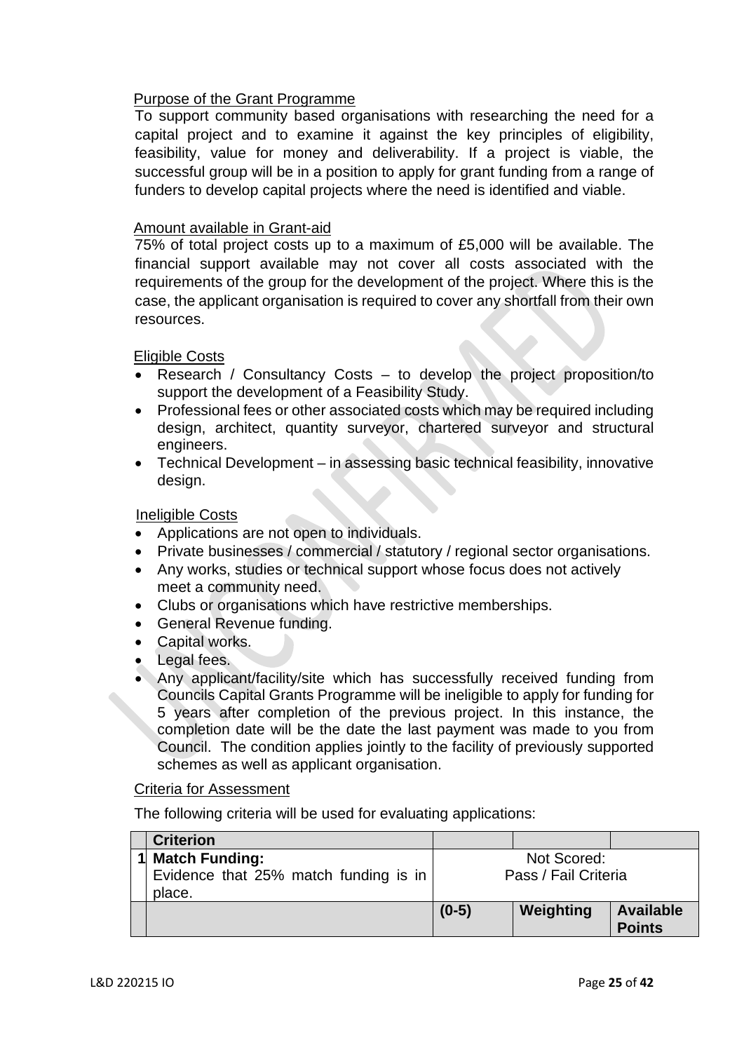Purpose of the Grant Programme

To support community based organisations with researching the need for a capital project and to examine it against the key principles of eligibility, feasibility, value for money and deliverability. If a project is viable, the successful group will be in a position to apply for grant funding from a range of funders to develop capital projects where the need is identified and viable.

Amount available in Grant-aid

75% of total project costs up to a maximum of £5,000 will be available. The financial support available may not cover all costs associated with the requirements of the group for the development of the project. Where this is the case, the applicant organisation is required to cover any shortfall from their own resources.

Eligible Costs

- Research / Consultancy Costs – to develop the project proposition/to support the development of a Feasibility Study.
- Professional fees or other associated costs which may be required including design, architect, quantity surveyor, chartered surveyor and structural engineers.
- Technical Development – in assessing basic technical feasibility, innovative design.

Ineligible Costs

- Applications are not open to individuals.
- Private businesses / commercial / statutory / regional sector organisations.
- Any works, studies or technical support whose focus does not actively meet a community need.
- Clubs or organisations which have restrictive memberships.
- General Revenue funding.
- Capital works.
- Legal fees.
- Any applicant/facility/site which has successfully received funding from Councils Capital Grants Programme will be ineligible to apply for funding for 5 years after completion of the previous project. In this instance, the completion date will be the date the last payment was made to you from Council. The condition applies jointly to the facility of previously supported schemes as well as applicant organisation.

Criteria for Assessment

The following criteria will be used for evaluating applications:

| | Criterion | | | |
|---|---|---|---|---|
| 1 | **Match Funding:** Evidence that 25% match funding is in place. | Not Scored: Pass / Fail Criteria | | |
| | | **(0-5)** | **Weighting** | **Available Points** |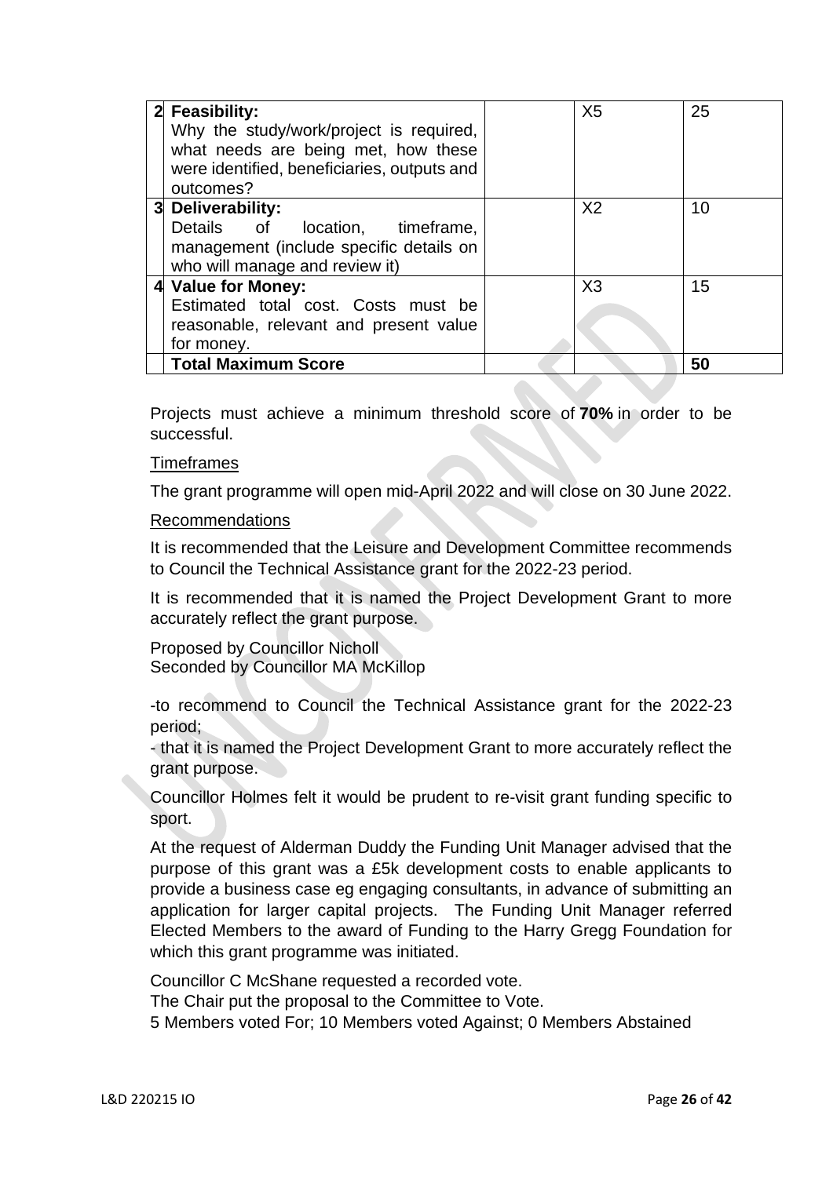| | | | | |
|---|---|---|---|---|
| 2 | **Feasibility:**<br>Why the study/work/project is required, what needs are being met, how these were identified, beneficiaries, outputs and outcomes? | | X5 | 25 |
| 3 | **Deliverability:**<br>Details of location, timeframe, management (include specific details on who will manage and review it) | | X2 | 10 |
| 4 | **Value for Money:**<br>Estimated total cost. Costs must be reasonable, relevant and present value for money. | | X3 | 15 |
| | **Total Maximum Score** | | | **50** |

Projects must achieve a minimum threshold score of **70%** in order to be successful.

<u>Timeframes</u>

The grant programme will open mid-April 2022 and will close on 30 June 2022.

<u>Recommendations</u>

It is recommended that the Leisure and Development Committee recommends to Council the Technical Assistance grant for the 2022-23 period.

It is recommended that it is named the Project Development Grant to more accurately reflect the grant purpose.

Proposed by Councillor Nicholl
Seconded by Councillor MA McKillop

-to recommend to Council the Technical Assistance grant for the 2022-23 period;
- that it is named the Project Development Grant to more accurately reflect the grant purpose.

Councillor Holmes felt it would be prudent to re-visit grant funding specific to sport.

At the request of Alderman Duddy the Funding Unit Manager advised that the purpose of this grant was a £5k development costs to enable applicants to provide a business case eg engaging consultants, in advance of submitting an application for larger capital projects. The Funding Unit Manager referred Elected Members to the award of Funding to the Harry Gregg Foundation for which this grant programme was initiated.

Councillor C McShane requested a recorded vote.
The Chair put the proposal to the Committee to Vote.
5 Members voted For; 10 Members voted Against; 0 Members Abstained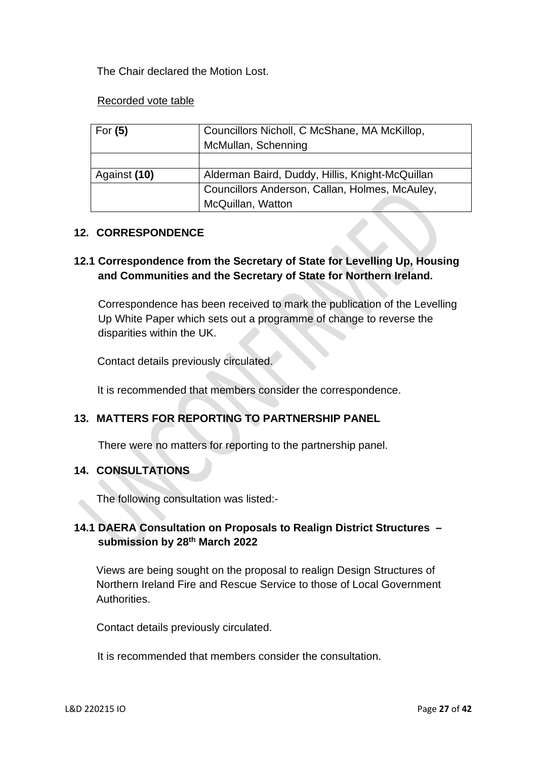The Chair declared the Motion Lost.

Recorded vote table

| For **(5)** | Councillors Nicholl, C McShane, MA McKillop, McMullan, Schenning |
|---|---|
| | |
| Against **(10)** | Alderman Baird, Duddy, Hillis, Knight-McQuillan |
| | Councillors Anderson, Callan, Holmes, McAuley, McQuillan, Watton |

## 12. CORRESPONDENCE

### 12.1 Correspondence from the Secretary of State for Levelling Up, Housing and Communities and the Secretary of State for Northern Ireland.

Correspondence has been received to mark the publication of the Levelling Up White Paper which sets out a programme of change to reverse the disparities within the UK.

Contact details previously circulated.

It is recommended that members consider the correspondence.

## 13. MATTERS FOR REPORTING TO PARTNERSHIP PANEL

There were no matters for reporting to the partnership panel.

## 14. CONSULTATIONS

The following consultation was listed:-

### 14.1 DAERA Consultation on Proposals to Realign District Structures – submission by 28th March 2022

Views are being sought on the proposal to realign Design Structures of Northern Ireland Fire and Rescue Service to those of Local Government Authorities.

Contact details previously circulated.

It is recommended that members consider the consultation.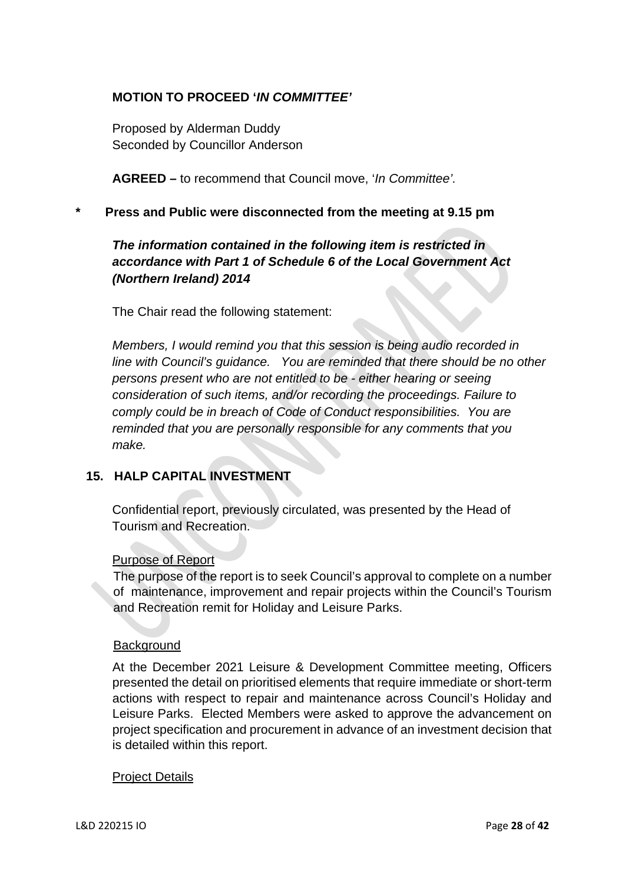**MOTION TO PROCEED '*IN COMMITTEE'***

Proposed by Alderman Duddy
Seconded by Councillor Anderson

**AGREED –** to recommend that Council move, '*In Committee'.*

**\* Press and Public were disconnected from the meeting at 9.15 pm**

***The information contained in the following item is restricted in accordance with Part 1 of Schedule 6 of the Local Government Act (Northern Ireland) 2014***

The Chair read the following statement:

*Members, I would remind you that this session is being audio recorded in line with Council's guidance. You are reminded that there should be no other persons present who are not entitled to be - either hearing or seeing consideration of such items, and/or recording the proceedings. Failure to comply could be in breach of Code of Conduct responsibilities. You are reminded that you are personally responsible for any comments that you make.*

## 15. HALP CAPITAL INVESTMENT

Confidential report, previously circulated, was presented by the Head of Tourism and Recreation.

Purpose of Report

The purpose of the report is to seek Council's approval to complete on a number of maintenance, improvement and repair projects within the Council's Tourism and Recreation remit for Holiday and Leisure Parks.

Background

At the December 2021 Leisure & Development Committee meeting, Officers presented the detail on prioritised elements that require immediate or short-term actions with respect to repair and maintenance across Council's Holiday and Leisure Parks. Elected Members were asked to approve the advancement on project specification and procurement in advance of an investment decision that is detailed within this report.

Project Details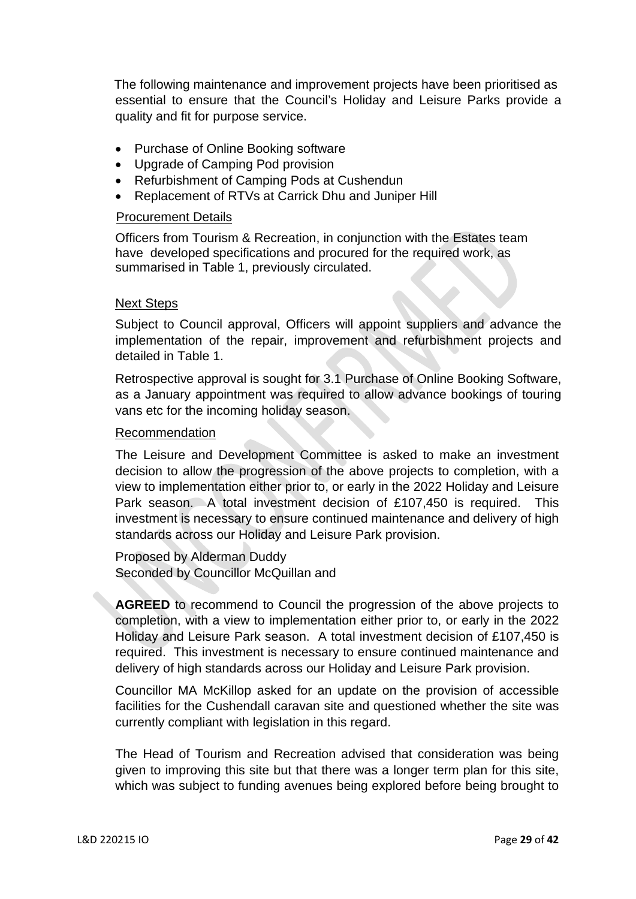The following maintenance and improvement projects have been prioritised as essential to ensure that the Council's Holiday and Leisure Parks provide a quality and fit for purpose service.

- Purchase of Online Booking software
- Upgrade of Camping Pod provision
- Refurbishment of Camping Pods at Cushendun
- Replacement of RTVs at Carrick Dhu and Juniper Hill

Procurement Details

Officers from Tourism & Recreation, in conjunction with the Estates team have developed specifications and procured for the required work, as summarised in Table 1, previously circulated.

Next Steps

Subject to Council approval, Officers will appoint suppliers and advance the implementation of the repair, improvement and refurbishment projects and detailed in Table 1.

Retrospective approval is sought for 3.1 Purchase of Online Booking Software, as a January appointment was required to allow advance bookings of touring vans etc for the incoming holiday season.

Recommendation

The Leisure and Development Committee is asked to make an investment decision to allow the progression of the above projects to completion, with a view to implementation either prior to, or early in the 2022 Holiday and Leisure Park season. A total investment decision of £107,450 is required. This investment is necessary to ensure continued maintenance and delivery of high standards across our Holiday and Leisure Park provision.

Proposed by Alderman Duddy
Seconded by Councillor McQuillan and

**AGREED** to recommend to Council the progression of the above projects to completion, with a view to implementation either prior to, or early in the 2022 Holiday and Leisure Park season. A total investment decision of £107,450 is required. This investment is necessary to ensure continued maintenance and delivery of high standards across our Holiday and Leisure Park provision.

Councillor MA McKillop asked for an update on the provision of accessible facilities for the Cushendall caravan site and questioned whether the site was currently compliant with legislation in this regard.

The Head of Tourism and Recreation advised that consideration was being given to improving this site but that there was a longer term plan for this site, which was subject to funding avenues being explored before being brought to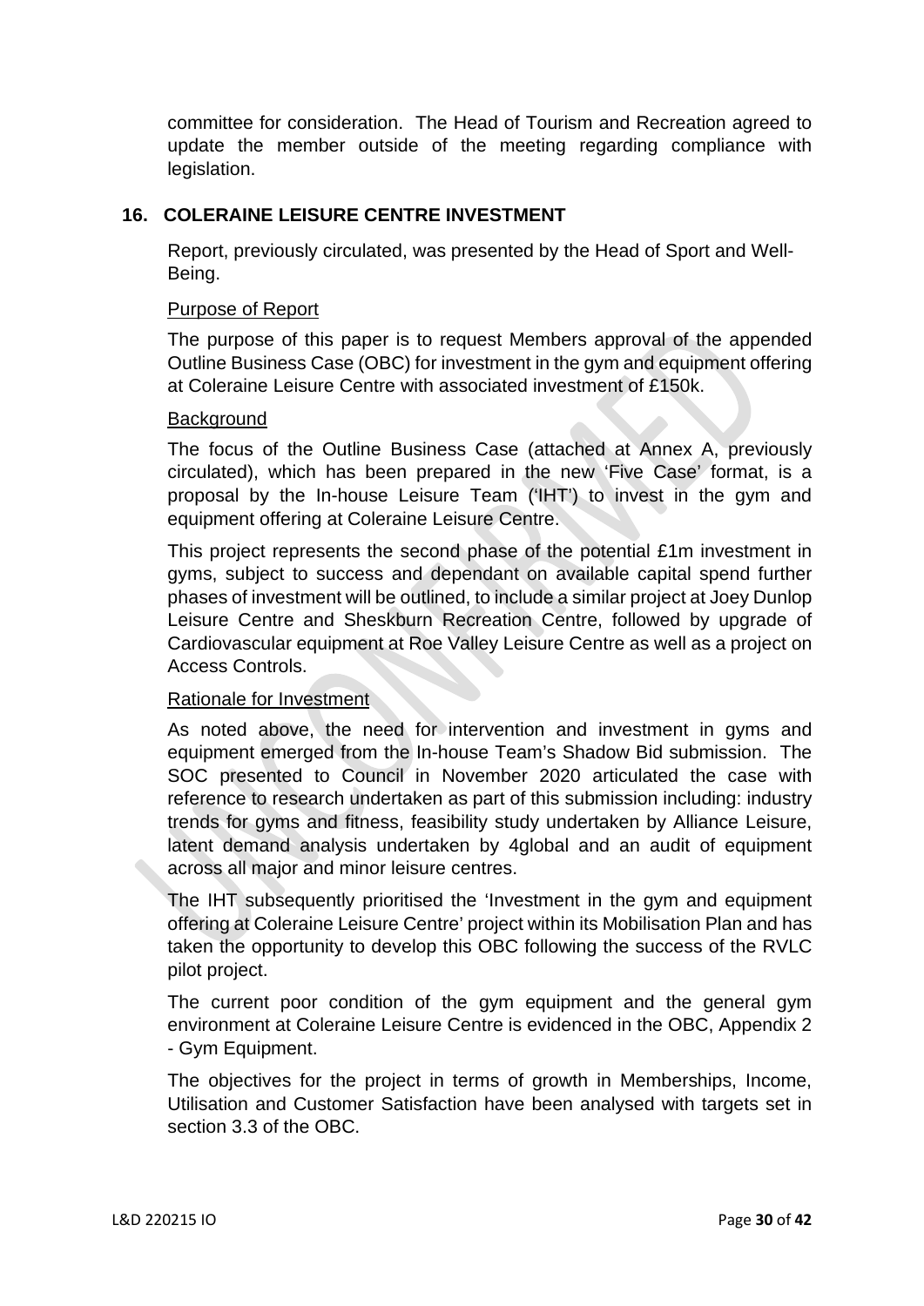committee for consideration. The Head of Tourism and Recreation agreed to update the member outside of the meeting regarding compliance with legislation.

## 16. COLERAINE LEISURE CENTRE INVESTMENT

Report, previously circulated, was presented by the Head of Sport and Well-Being.

Purpose of Report

The purpose of this paper is to request Members approval of the appended Outline Business Case (OBC) for investment in the gym and equipment offering at Coleraine Leisure Centre with associated investment of £150k.

Background

The focus of the Outline Business Case (attached at Annex A, previously circulated), which has been prepared in the new 'Five Case' format, is a proposal by the In-house Leisure Team ('IHT') to invest in the gym and equipment offering at Coleraine Leisure Centre.

This project represents the second phase of the potential £1m investment in gyms, subject to success and dependant on available capital spend further phases of investment will be outlined, to include a similar project at Joey Dunlop Leisure Centre and Sheskburn Recreation Centre, followed by upgrade of Cardiovascular equipment at Roe Valley Leisure Centre as well as a project on Access Controls.

Rationale for Investment

As noted above, the need for intervention and investment in gyms and equipment emerged from the In-house Team's Shadow Bid submission. The SOC presented to Council in November 2020 articulated the case with reference to research undertaken as part of this submission including: industry trends for gyms and fitness, feasibility study undertaken by Alliance Leisure, latent demand analysis undertaken by 4global and an audit of equipment across all major and minor leisure centres.

The IHT subsequently prioritised the 'Investment in the gym and equipment offering at Coleraine Leisure Centre' project within its Mobilisation Plan and has taken the opportunity to develop this OBC following the success of the RVLC pilot project.

The current poor condition of the gym equipment and the general gym environment at Coleraine Leisure Centre is evidenced in the OBC, Appendix 2 - Gym Equipment.

The objectives for the project in terms of growth in Memberships, Income, Utilisation and Customer Satisfaction have been analysed with targets set in section 3.3 of the OBC.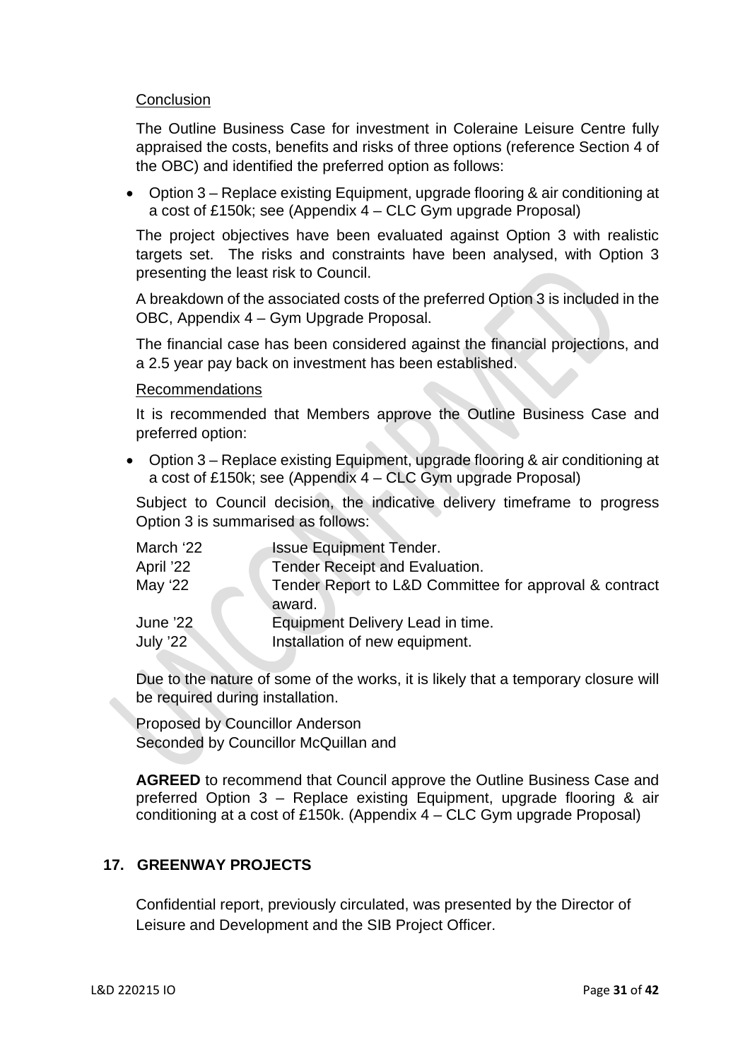Conclusion

The Outline Business Case for investment in Coleraine Leisure Centre fully appraised the costs, benefits and risks of three options (reference Section 4 of the OBC) and identified the preferred option as follows:

- Option 3 – Replace existing Equipment, upgrade flooring & air conditioning at a cost of £150k; see (Appendix 4 – CLC Gym upgrade Proposal)

The project objectives have been evaluated against Option 3 with realistic targets set. The risks and constraints have been analysed, with Option 3 presenting the least risk to Council.

A breakdown of the associated costs of the preferred Option 3 is included in the OBC, Appendix 4 – Gym Upgrade Proposal.

The financial case has been considered against the financial projections, and a 2.5 year pay back on investment has been established.

Recommendations

It is recommended that Members approve the Outline Business Case and preferred option:

- Option 3 – Replace existing Equipment, upgrade flooring & air conditioning at a cost of £150k; see (Appendix 4 – CLC Gym upgrade Proposal)

Subject to Council decision, the indicative delivery timeframe to progress Option 3 is summarised as follows:

| | |
|---|---|
| March ‘22 | Issue Equipment Tender. |
| April ’22 | Tender Receipt and Evaluation. |
| May ‘22 | Tender Report to L&D Committee for approval & contract award. |
| June ’22 | Equipment Delivery Lead in time. |
| July ’22 | Installation of new equipment. |

Due to the nature of some of the works, it is likely that a temporary closure will be required during installation.

Proposed by Councillor Anderson
Seconded by Councillor McQuillan and

**AGREED** to recommend that Council approve the Outline Business Case and preferred Option 3 – Replace existing Equipment, upgrade flooring & air conditioning at a cost of £150k. (Appendix 4 – CLC Gym upgrade Proposal)

## 17. GREENWAY PROJECTS

Confidential report, previously circulated, was presented by the Director of Leisure and Development and the SIB Project Officer.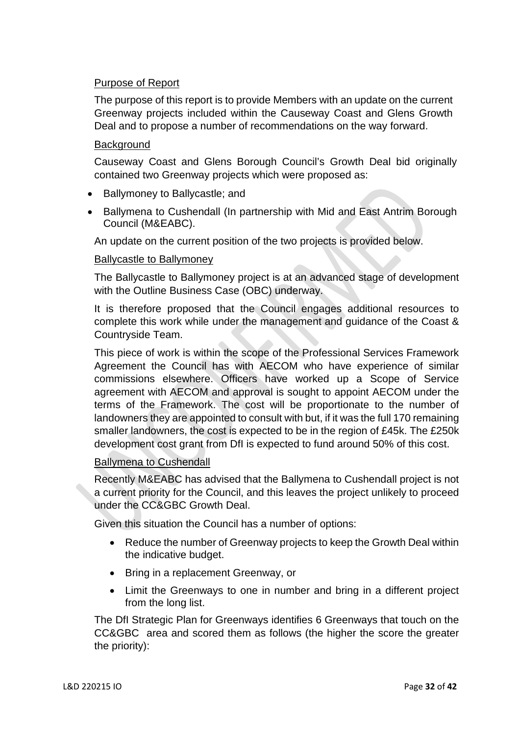Purpose of Report

The purpose of this report is to provide Members with an update on the current Greenway projects included within the Causeway Coast and Glens Growth Deal and to propose a number of recommendations on the way forward.

Background

Causeway Coast and Glens Borough Council's Growth Deal bid originally contained two Greenway projects which were proposed as:

- Ballymoney to Ballycastle; and
- Ballymena to Cushendall (In partnership with Mid and East Antrim Borough Council (M&EABC).

An update on the current position of the two projects is provided below.

Ballycastle to Ballymoney

The Ballycastle to Ballymoney project is at an advanced stage of development with the Outline Business Case (OBC) underway.

It is therefore proposed that the Council engages additional resources to complete this work while under the management and guidance of the Coast & Countryside Team.

This piece of work is within the scope of the Professional Services Framework Agreement the Council has with AECOM who have experience of similar commissions elsewhere. Officers have worked up a Scope of Service agreement with AECOM and approval is sought to appoint AECOM under the terms of the Framework. The cost will be proportionate to the number of landowners they are appointed to consult with but, if it was the full 170 remaining smaller landowners, the cost is expected to be in the region of £45k. The £250k development cost grant from DfI is expected to fund around 50% of this cost.

Ballymena to Cushendall

Recently M&EABC has advised that the Ballymena to Cushendall project is not a current priority for the Council, and this leaves the project unlikely to proceed under the CC&GBC Growth Deal.

Given this situation the Council has a number of options:

- Reduce the number of Greenway projects to keep the Growth Deal within the indicative budget.
- Bring in a replacement Greenway, or
- Limit the Greenways to one in number and bring in a different project from the long list.

The DfI Strategic Plan for Greenways identifies 6 Greenways that touch on the CC&GBC area and scored them as follows (the higher the score the greater the priority):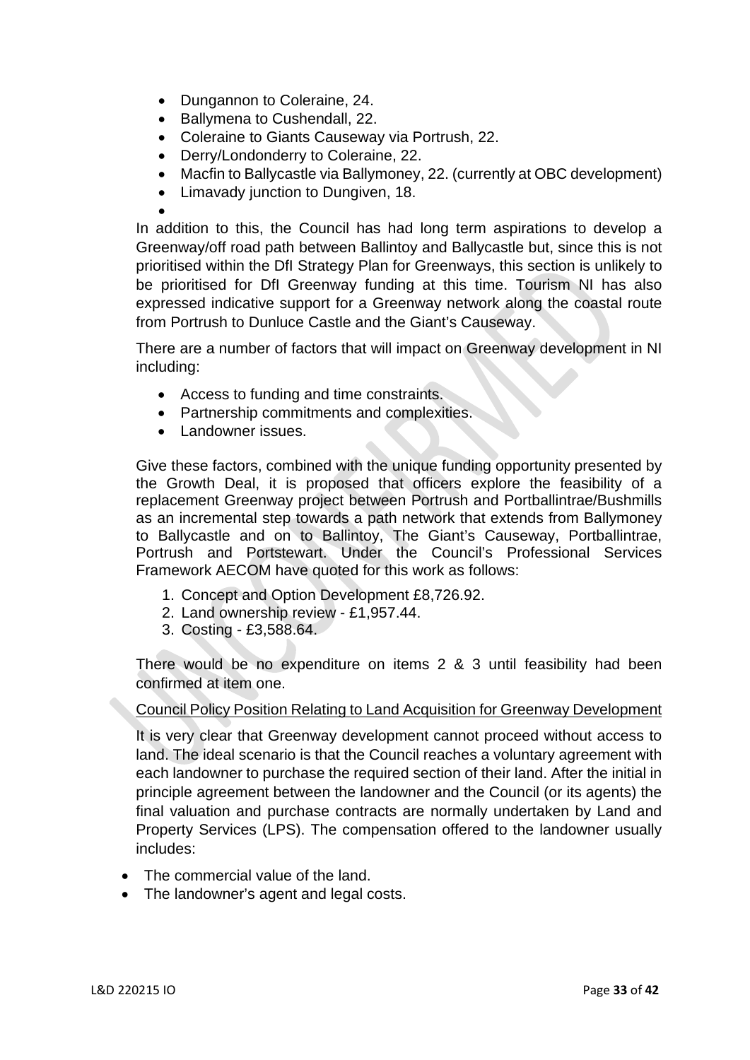- Dungannon to Coleraine, 24.
- Ballymena to Cushendall, 22.
- Coleraine to Giants Causeway via Portrush, 22.
- Derry/Londonderry to Coleraine, 22.
- Macfin to Ballycastle via Ballymoney, 22. (currently at OBC development)
- Limavady junction to Dungiven, 18.

In addition to this, the Council has had long term aspirations to develop a Greenway/off road path between Ballintoy and Ballycastle but, since this is not prioritised within the DfI Strategy Plan for Greenways, this section is unlikely to be prioritised for DfI Greenway funding at this time. Tourism NI has also expressed indicative support for a Greenway network along the coastal route from Portrush to Dunluce Castle and the Giant's Causeway.

There are a number of factors that will impact on Greenway development in NI including:

- Access to funding and time constraints.
- Partnership commitments and complexities.
- Landowner issues.

Give these factors, combined with the unique funding opportunity presented by the Growth Deal, it is proposed that officers explore the feasibility of a replacement Greenway project between Portrush and Portballintrae/Bushmills as an incremental step towards a path network that extends from Ballymoney to Ballycastle and on to Ballintoy, The Giant's Causeway, Portballintrae, Portrush and Portstewart. Under the Council's Professional Services Framework AECOM have quoted for this work as follows:

1. Concept and Option Development £8,726.92.
2. Land ownership review - £1,957.44.
3. Costing - £3,588.64.

There would be no expenditure on items 2 & 3 until feasibility had been confirmed at item one.

<u>Council Policy Position Relating to Land Acquisition for Greenway Development</u>

It is very clear that Greenway development cannot proceed without access to land. The ideal scenario is that the Council reaches a voluntary agreement with each landowner to purchase the required section of their land. After the initial in principle agreement between the landowner and the Council (or its agents) the final valuation and purchase contracts are normally undertaken by Land and Property Services (LPS). The compensation offered to the landowner usually includes:

- The commercial value of the land.
- The landowner's agent and legal costs.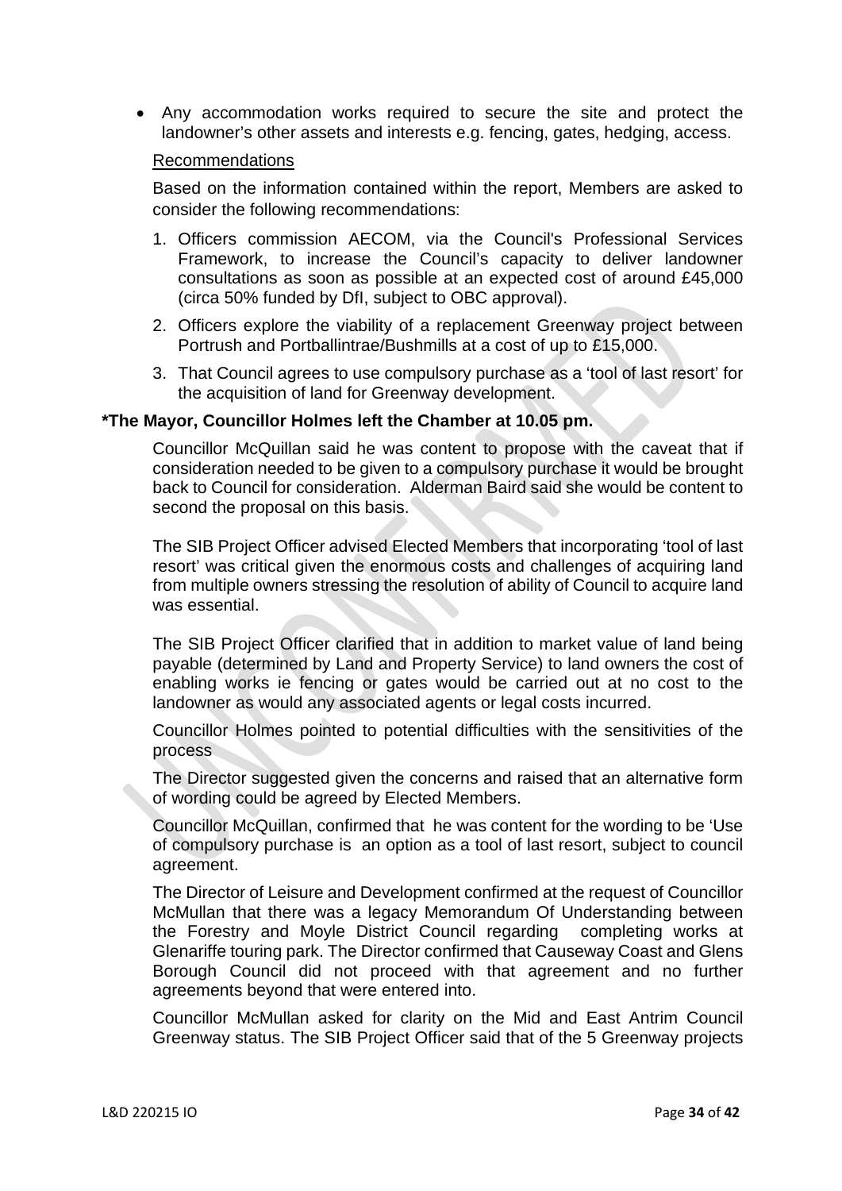- Any accommodation works required to secure the site and protect the landowner's other assets and interests e.g. fencing, gates, hedging, access.

Recommendations

Based on the information contained within the report, Members are asked to consider the following recommendations:

1. Officers commission AECOM, via the Council's Professional Services Framework, to increase the Council's capacity to deliver landowner consultations as soon as possible at an expected cost of around £45,000 (circa 50% funded by DfI, subject to OBC approval).
2. Officers explore the viability of a replacement Greenway project between Portrush and Portballintrae/Bushmills at a cost of up to £15,000.
3. That Council agrees to use compulsory purchase as a 'tool of last resort' for the acquisition of land for Greenway development.

**\*The Mayor, Councillor Holmes left the Chamber at 10.05 pm.**

Councillor McQuillan said he was content to propose with the caveat that if consideration needed to be given to a compulsory purchase it would be brought back to Council for consideration. Alderman Baird said she would be content to second the proposal on this basis.

The SIB Project Officer advised Elected Members that incorporating 'tool of last resort' was critical given the enormous costs and challenges of acquiring land from multiple owners stressing the resolution of ability of Council to acquire land was essential.

The SIB Project Officer clarified that in addition to market value of land being payable (determined by Land and Property Service) to land owners the cost of enabling works ie fencing or gates would be carried out at no cost to the landowner as would any associated agents or legal costs incurred.

Councillor Holmes pointed to potential difficulties with the sensitivities of the process

The Director suggested given the concerns and raised that an alternative form of wording could be agreed by Elected Members.

Councillor McQuillan, confirmed that he was content for the wording to be 'Use of compulsory purchase is an option as a tool of last resort, subject to council agreement.

The Director of Leisure and Development confirmed at the request of Councillor McMullan that there was a legacy Memorandum Of Understanding between the Forestry and Moyle District Council regarding completing works at Glenariffe touring park. The Director confirmed that Causeway Coast and Glens Borough Council did not proceed with that agreement and no further agreements beyond that were entered into.

Councillor McMullan asked for clarity on the Mid and East Antrim Council Greenway status. The SIB Project Officer said that of the 5 Greenway projects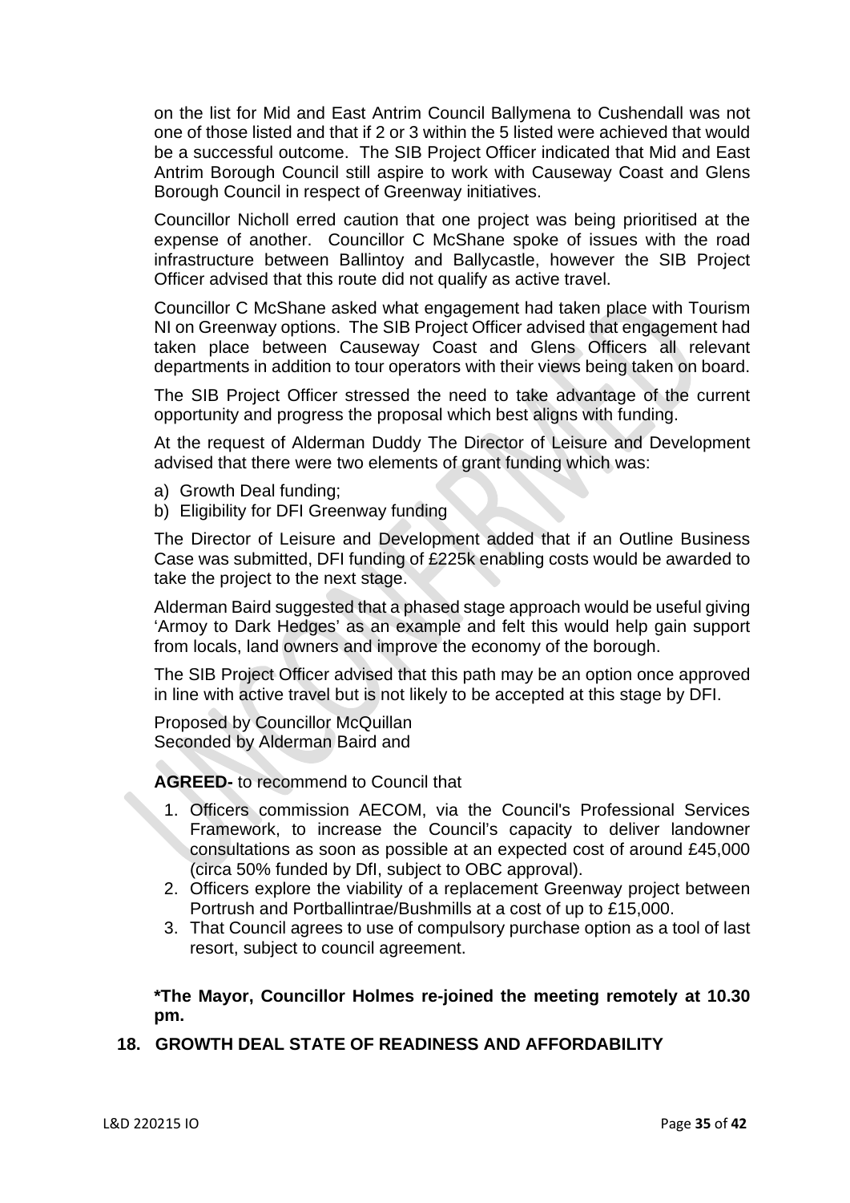on the list for Mid and East Antrim Council Ballymena to Cushendall was not one of those listed and that if 2 or 3 within the 5 listed were achieved that would be a successful outcome. The SIB Project Officer indicated that Mid and East Antrim Borough Council still aspire to work with Causeway Coast and Glens Borough Council in respect of Greenway initiatives.

Councillor Nicholl erred caution that one project was being prioritised at the expense of another. Councillor C McShane spoke of issues with the road infrastructure between Ballintoy and Ballycastle, however the SIB Project Officer advised that this route did not qualify as active travel.

Councillor C McShane asked what engagement had taken place with Tourism NI on Greenway options. The SIB Project Officer advised that engagement had taken place between Causeway Coast and Glens Officers all relevant departments in addition to tour operators with their views being taken on board.

The SIB Project Officer stressed the need to take advantage of the current opportunity and progress the proposal which best aligns with funding.

At the request of Alderman Duddy The Director of Leisure and Development advised that there were two elements of grant funding which was:

a) Growth Deal funding;
b) Eligibility for DFI Greenway funding

The Director of Leisure and Development added that if an Outline Business Case was submitted, DFI funding of £225k enabling costs would be awarded to take the project to the next stage.

Alderman Baird suggested that a phased stage approach would be useful giving 'Armoy to Dark Hedges' as an example and felt this would help gain support from locals, land owners and improve the economy of the borough.

The SIB Project Officer advised that this path may be an option once approved in line with active travel but is not likely to be accepted at this stage by DFI.

Proposed by Councillor McQuillan
Seconded by Alderman Baird and

**AGREED-** to recommend to Council that

1. Officers commission AECOM, via the Council's Professional Services Framework, to increase the Council's capacity to deliver landowner consultations as soon as possible at an expected cost of around £45,000 (circa 50% funded by DfI, subject to OBC approval).
2. Officers explore the viability of a replacement Greenway project between Portrush and Portballintrae/Bushmills at a cost of up to £15,000.
3. That Council agrees to use of compulsory purchase option as a tool of last resort, subject to council agreement.

**\*The Mayor, Councillor Holmes re-joined the meeting remotely at 10.30 pm.**

## 18. GROWTH DEAL STATE OF READINESS AND AFFORDABILITY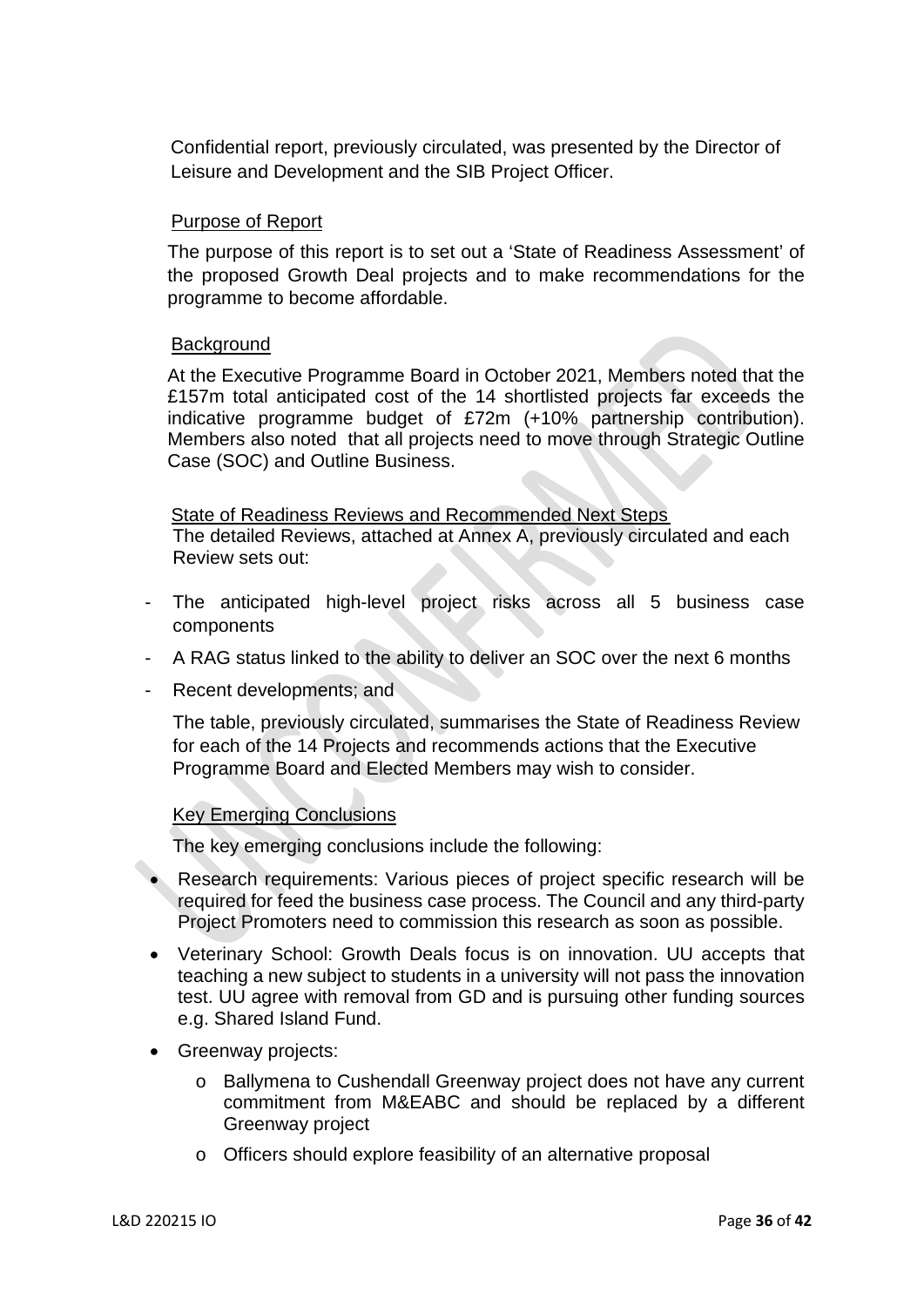Confidential report, previously circulated, was presented by the Director of Leisure and Development and the SIB Project Officer.

Purpose of Report

The purpose of this report is to set out a 'State of Readiness Assessment' of the proposed Growth Deal projects and to make recommendations for the programme to become affordable.

Background

At the Executive Programme Board in October 2021, Members noted that the £157m total anticipated cost of the 14 shortlisted projects far exceeds the indicative programme budget of £72m (+10% partnership contribution). Members also noted that all projects need to move through Strategic Outline Case (SOC) and Outline Business.

State of Readiness Reviews and Recommended Next Steps

The detailed Reviews, attached at Annex A, previously circulated and each Review sets out:

- The anticipated high-level project risks across all 5 business case components
- A RAG status linked to the ability to deliver an SOC over the next 6 months
- Recent developments; and

The table, previously circulated, summarises the State of Readiness Review for each of the 14 Projects and recommends actions that the Executive Programme Board and Elected Members may wish to consider.

Key Emerging Conclusions

The key emerging conclusions include the following:

- Research requirements: Various pieces of project specific research will be required for feed the business case process. The Council and any third-party Project Promoters need to commission this research as soon as possible.
- Veterinary School: Growth Deals focus is on innovation. UU accepts that teaching a new subject to students in a university will not pass the innovation test. UU agree with removal from GD and is pursuing other funding sources e.g. Shared Island Fund.
- Greenway projects:
    - Ballymena to Cushendall Greenway project does not have any current commitment from M&EABC and should be replaced by a different Greenway project
    - Officers should explore feasibility of an alternative proposal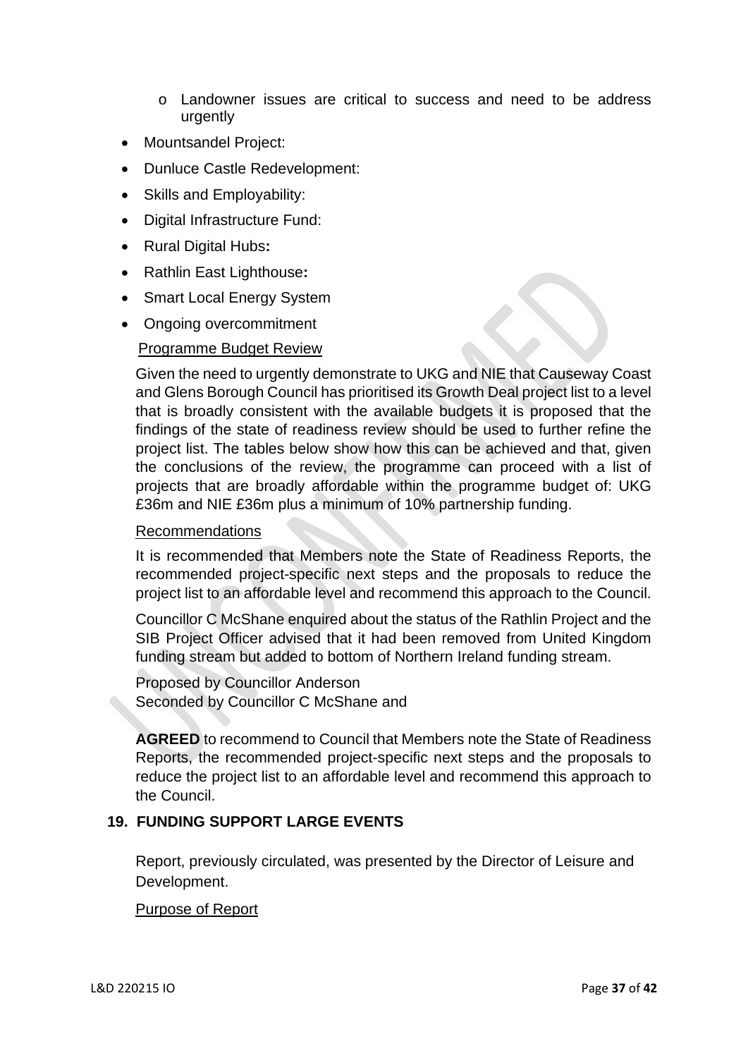- Landowner issues are critical to success and need to be address urgently
- Mountsandel Project:
- Dunluce Castle Redevelopment:
- Skills and Employability:
- Digital Infrastructure Fund:
- Rural Digital Hubs**:**
- Rathlin East Lighthouse**:**
- Smart Local Energy System
- Ongoing overcommitment

Programme Budget Review

Given the need to urgently demonstrate to UKG and NIE that Causeway Coast and Glens Borough Council has prioritised its Growth Deal project list to a level that is broadly consistent with the available budgets it is proposed that the findings of the state of readiness review should be used to further refine the project list. The tables below show how this can be achieved and that, given the conclusions of the review, the programme can proceed with a list of projects that are broadly affordable within the programme budget of: UKG £36m and NIE £36m plus a minimum of 10% partnership funding.

Recommendations

It is recommended that Members note the State of Readiness Reports, the recommended project-specific next steps and the proposals to reduce the project list to an affordable level and recommend this approach to the Council.

Councillor C McShane enquired about the status of the Rathlin Project and the SIB Project Officer advised that it had been removed from United Kingdom funding stream but added to bottom of Northern Ireland funding stream.

Proposed by Councillor Anderson
Seconded by Councillor C McShane and

**AGREED** to recommend to Council that Members note the State of Readiness Reports, the recommended project-specific next steps and the proposals to reduce the project list to an affordable level and recommend this approach to the Council.

## 19. FUNDING SUPPORT LARGE EVENTS

Report, previously circulated, was presented by the Director of Leisure and Development.

Purpose of Report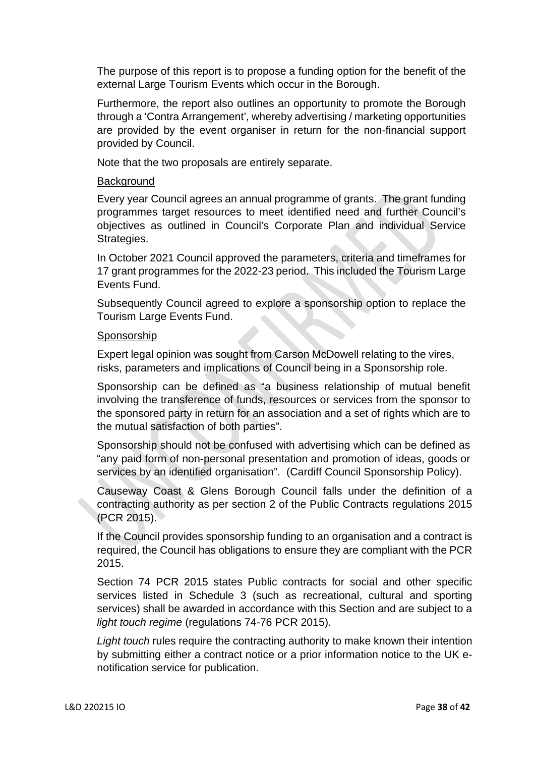The purpose of this report is to propose a funding option for the benefit of the external Large Tourism Events which occur in the Borough.

Furthermore, the report also outlines an opportunity to promote the Borough through a 'Contra Arrangement', whereby advertising / marketing opportunities are provided by the event organiser in return for the non-financial support provided by Council.

Note that the two proposals are entirely separate.

<u>Background</u>

Every year Council agrees an annual programme of grants. The grant funding programmes target resources to meet identified need and further Council's objectives as outlined in Council's Corporate Plan and individual Service Strategies.

In October 2021 Council approved the parameters, criteria and timeframes for 17 grant programmes for the 2022-23 period. This included the Tourism Large Events Fund.

Subsequently Council agreed to explore a sponsorship option to replace the Tourism Large Events Fund.

<u>Sponsorship</u>

Expert legal opinion was sought from Carson McDowell relating to the vires, risks, parameters and implications of Council being in a Sponsorship role.

Sponsorship can be defined as "a business relationship of mutual benefit involving the transference of funds, resources or services from the sponsor to the sponsored party in return for an association and a set of rights which are to the mutual satisfaction of both parties".

Sponsorship should not be confused with advertising which can be defined as "any paid form of non-personal presentation and promotion of ideas, goods or services by an identified organisation". (Cardiff Council Sponsorship Policy).

Causeway Coast & Glens Borough Council falls under the definition of a contracting authority as per section 2 of the Public Contracts regulations 2015 (PCR 2015).

If the Council provides sponsorship funding to an organisation and a contract is required, the Council has obligations to ensure they are compliant with the PCR 2015.

Section 74 PCR 2015 states Public contracts for social and other specific services listed in Schedule 3 (such as recreational, cultural and sporting services) shall be awarded in accordance with this Section and are subject to a *light touch regime* (regulations 74-76 PCR 2015).

*Light touch* rules require the contracting authority to make known their intention by submitting either a contract notice or a prior information notice to the UK e-notification service for publication.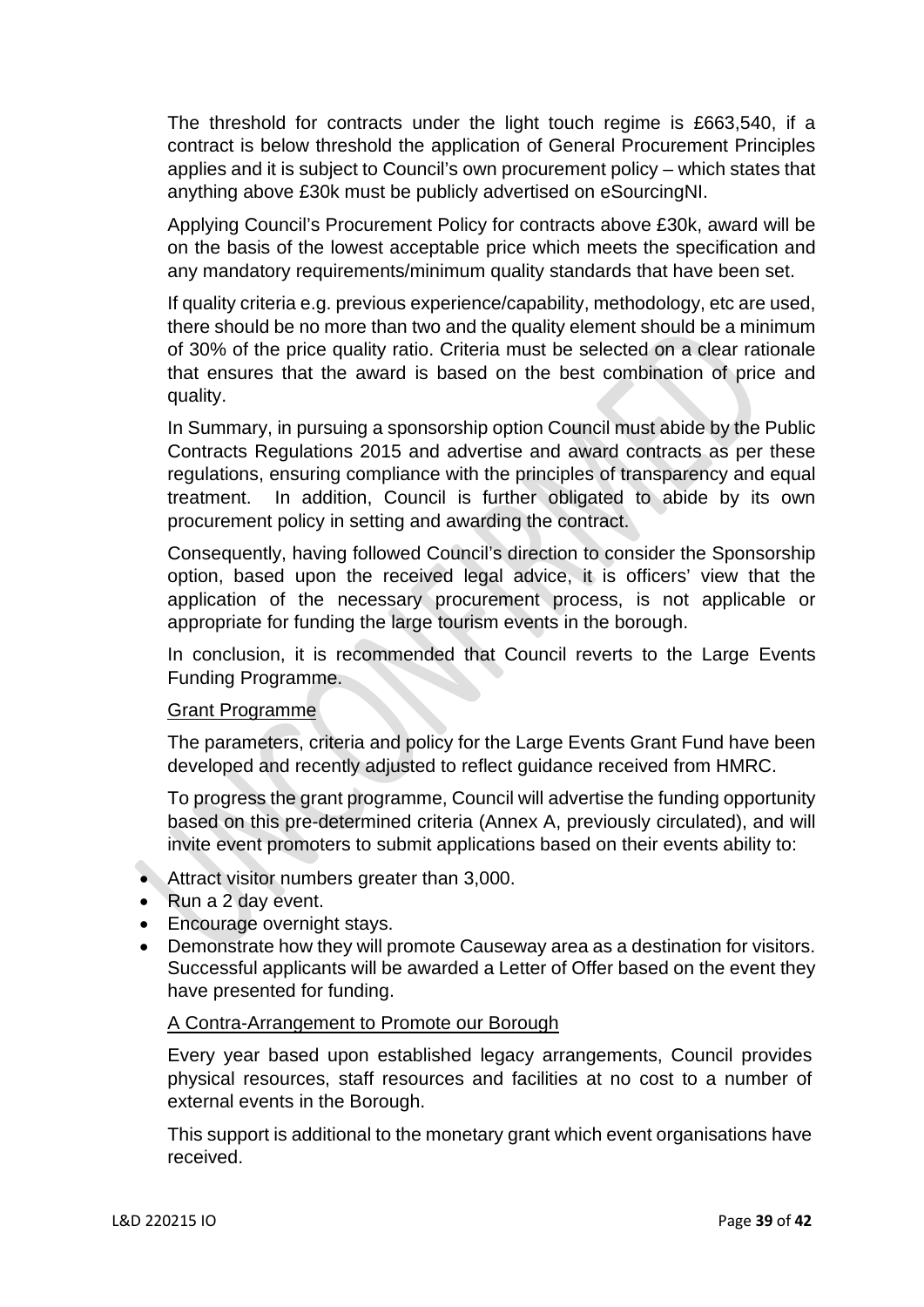The threshold for contracts under the light touch regime is £663,540, if a contract is below threshold the application of General Procurement Principles applies and it is subject to Council's own procurement policy – which states that anything above £30k must be publicly advertised on eSourcingNI.

Applying Council's Procurement Policy for contracts above £30k, award will be on the basis of the lowest acceptable price which meets the specification and any mandatory requirements/minimum quality standards that have been set.

If quality criteria e.g. previous experience/capability, methodology, etc are used, there should be no more than two and the quality element should be a minimum of 30% of the price quality ratio. Criteria must be selected on a clear rationale that ensures that the award is based on the best combination of price and quality.

In Summary, in pursuing a sponsorship option Council must abide by the Public Contracts Regulations 2015 and advertise and award contracts as per these regulations, ensuring compliance with the principles of transparency and equal treatment. In addition, Council is further obligated to abide by its own procurement policy in setting and awarding the contract.

Consequently, having followed Council's direction to consider the Sponsorship option, based upon the received legal advice, it is officers' view that the application of the necessary procurement process, is not applicable or appropriate for funding the large tourism events in the borough.

In conclusion, it is recommended that Council reverts to the Large Events Funding Programme.

Grant Programme

The parameters, criteria and policy for the Large Events Grant Fund have been developed and recently adjusted to reflect guidance received from HMRC.

To progress the grant programme, Council will advertise the funding opportunity based on this pre-determined criteria (Annex A, previously circulated), and will invite event promoters to submit applications based on their events ability to:

- Attract visitor numbers greater than 3,000.
- Run a 2 day event.
- Encourage overnight stays.
- Demonstrate how they will promote Causeway area as a destination for visitors. Successful applicants will be awarded a Letter of Offer based on the event they have presented for funding.

A Contra-Arrangement to Promote our Borough

Every year based upon established legacy arrangements, Council provides physical resources, staff resources and facilities at no cost to a number of external events in the Borough.

This support is additional to the monetary grant which event organisations have received.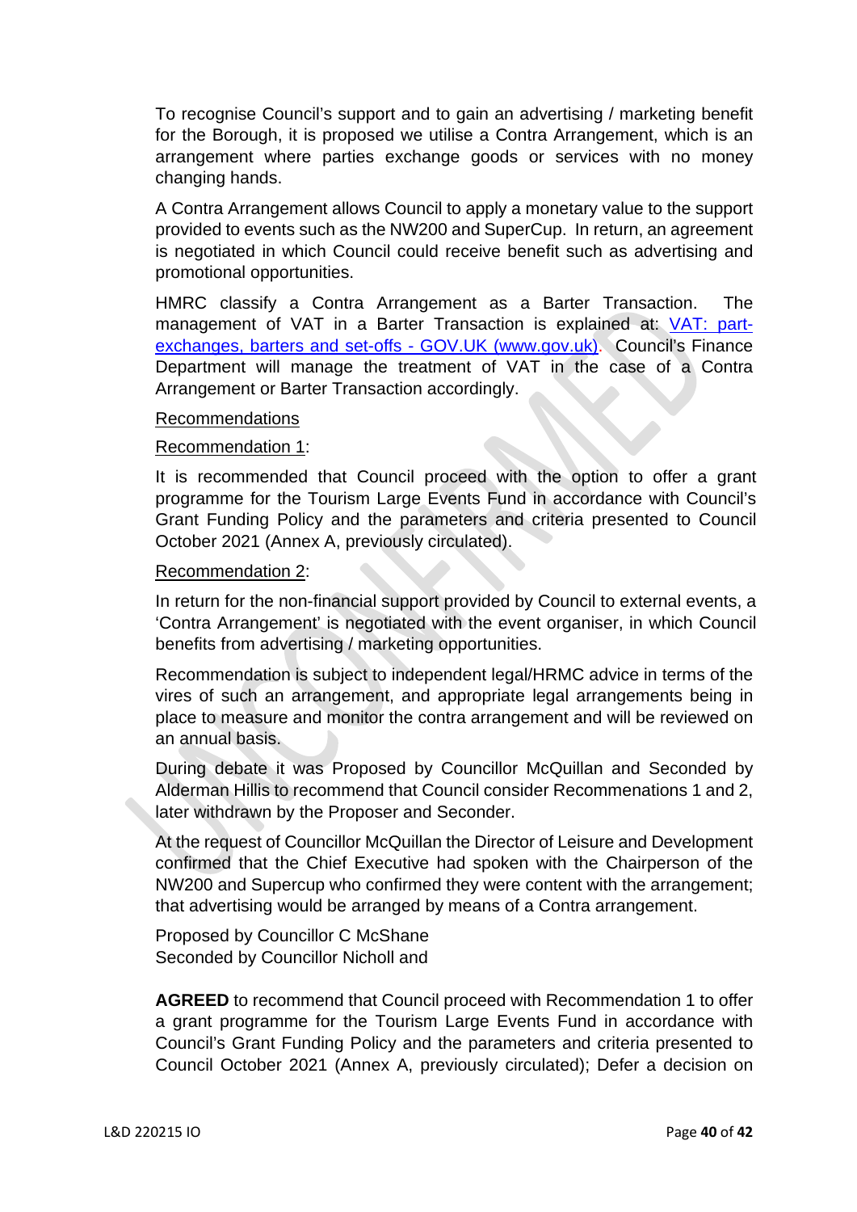To recognise Council's support and to gain an advertising / marketing benefit for the Borough, it is proposed we utilise a Contra Arrangement, which is an arrangement where parties exchange goods or services with no money changing hands.

A Contra Arrangement allows Council to apply a monetary value to the support provided to events such as the NW200 and SuperCup. In return, an agreement is negotiated in which Council could receive benefit such as advertising and promotional opportunities.

HMRC classify a Contra Arrangement as a Barter Transaction. The management of VAT in a Barter Transaction is explained at: [VAT: part-exchanges, barters and set-offs - GOV.UK (www.gov.uk)](https://www.gov.uk). Council's Finance Department will manage the treatment of VAT in the case of a Contra Arrangement or Barter Transaction accordingly.

Recommendations

Recommendation 1:

It is recommended that Council proceed with the option to offer a grant programme for the Tourism Large Events Fund in accordance with Council's Grant Funding Policy and the parameters and criteria presented to Council October 2021 (Annex A, previously circulated).

Recommendation 2:

In return for the non-financial support provided by Council to external events, a 'Contra Arrangement' is negotiated with the event organiser, in which Council benefits from advertising / marketing opportunities.

Recommendation is subject to independent legal/HRMC advice in terms of the vires of such an arrangement, and appropriate legal arrangements being in place to measure and monitor the contra arrangement and will be reviewed on an annual basis.

During debate it was Proposed by Councillor McQuillan and Seconded by Alderman Hillis to recommend that Council consider Recommenations 1 and 2, later withdrawn by the Proposer and Seconder.

At the request of Councillor McQuillan the Director of Leisure and Development confirmed that the Chief Executive had spoken with the Chairperson of the NW200 and Supercup who confirmed they were content with the arrangement; that advertising would be arranged by means of a Contra arrangement.

Proposed by Councillor C McShane
Seconded by Councillor Nicholl and

**AGREED** to recommend that Council proceed with Recommendation 1 to offer a grant programme for the Tourism Large Events Fund in accordance with Council's Grant Funding Policy and the parameters and criteria presented to Council October 2021 (Annex A, previously circulated); Defer a decision on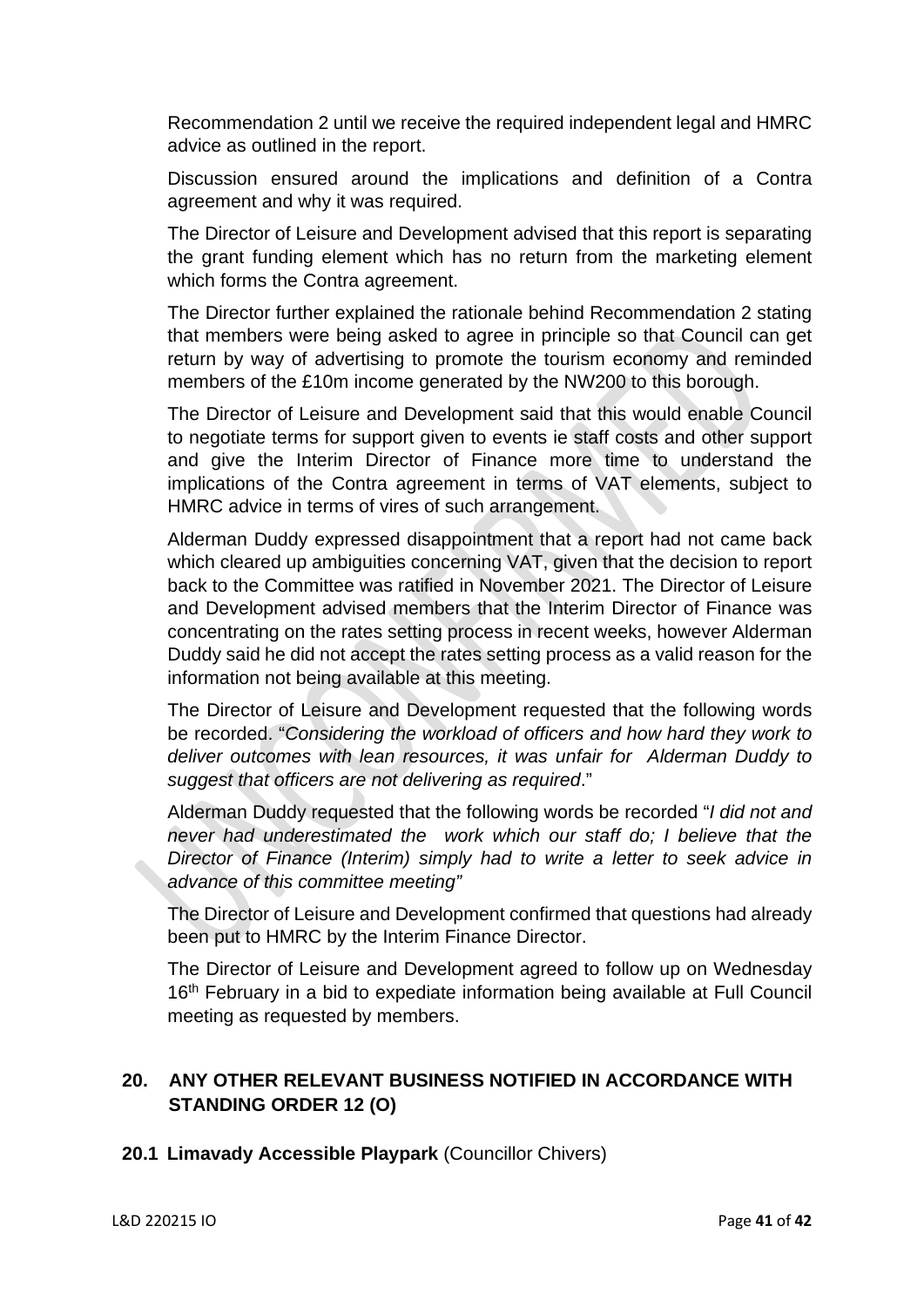Recommendation 2 until we receive the required independent legal and HMRC advice as outlined in the report.

Discussion ensured around the implications and definition of a Contra agreement and why it was required.

The Director of Leisure and Development advised that this report is separating the grant funding element which has no return from the marketing element which forms the Contra agreement.

The Director further explained the rationale behind Recommendation 2 stating that members were being asked to agree in principle so that Council can get return by way of advertising to promote the tourism economy and reminded members of the £10m income generated by the NW200 to this borough.

The Director of Leisure and Development said that this would enable Council to negotiate terms for support given to events ie staff costs and other support and give the Interim Director of Finance more time to understand the implications of the Contra agreement in terms of VAT elements, subject to HMRC advice in terms of vires of such arrangement.

Alderman Duddy expressed disappointment that a report had not came back which cleared up ambiguities concerning VAT, given that the decision to report back to the Committee was ratified in November 2021. The Director of Leisure and Development advised members that the Interim Director of Finance was concentrating on the rates setting process in recent weeks, however Alderman Duddy said he did not accept the rates setting process as a valid reason for the information not being available at this meeting.

The Director of Leisure and Development requested that the following words be recorded. "*Considering the workload of officers and how hard they work to deliver outcomes with lean resources, it was unfair for Alderman Duddy to suggest that officers are not delivering as required*."

Alderman Duddy requested that the following words be recorded "*I did not and never had underestimated the work which our staff do; I believe that the Director of Finance (Interim) simply had to write a letter to seek advice in advance of this committee meeting"*

The Director of Leisure and Development confirmed that questions had already been put to HMRC by the Interim Finance Director.

The Director of Leisure and Development agreed to follow up on Wednesday 16th February in a bid to expediate information being available at Full Council meeting as requested by members.

## 20. ANY OTHER RELEVANT BUSINESS NOTIFIED IN ACCORDANCE WITH STANDING ORDER 12 (O)

**20.1 Limavady Accessible Playpark** (Councillor Chivers)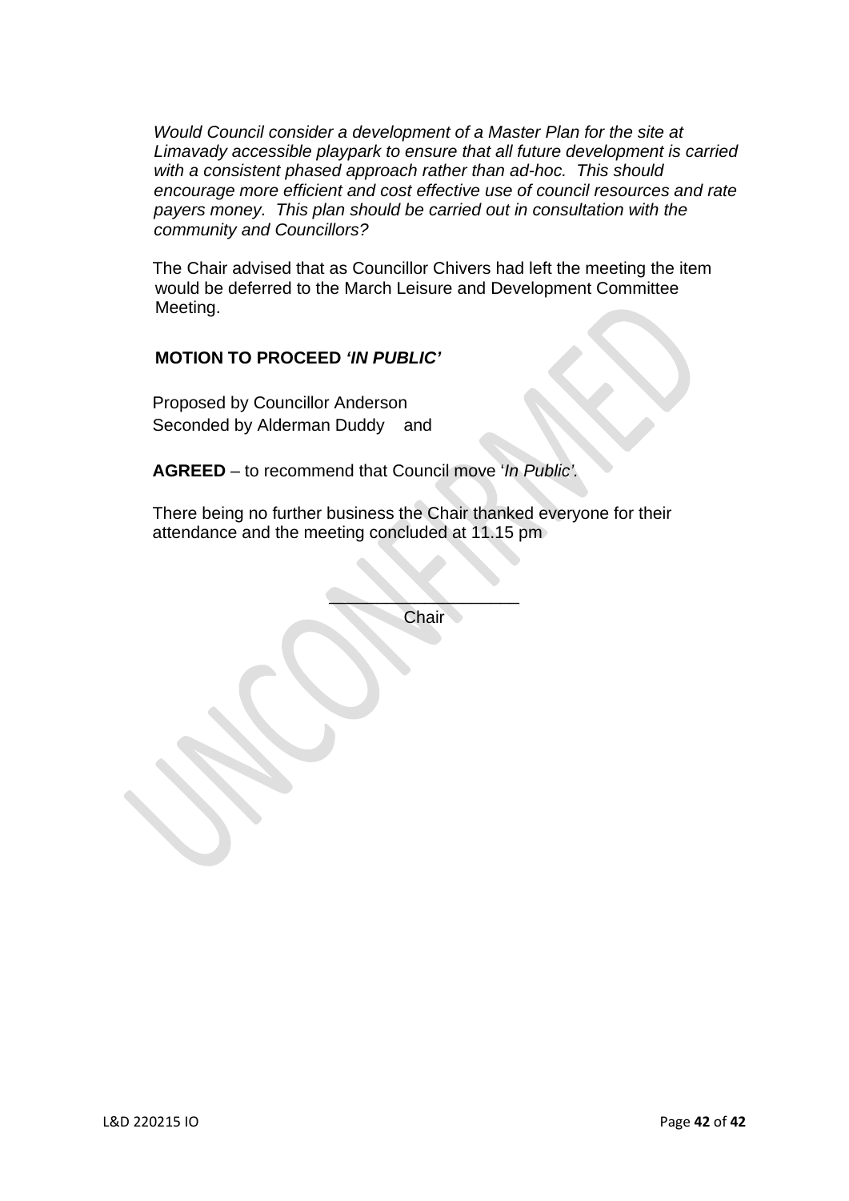*Would Council consider a development of a Master Plan for the site at Limavady accessible playpark to ensure that all future development is carried with a consistent phased approach rather than ad-hoc. This should encourage more efficient and cost effective use of council resources and rate payers money. This plan should be carried out in consultation with the community and Councillors?*

The Chair advised that as Councillor Chivers had left the meeting the item would be deferred to the March Leisure and Development Committee Meeting.

**MOTION TO PROCEED *'IN PUBLIC'***

Proposed by Councillor Anderson
Seconded by Alderman Duddy and

**AGREED** – to recommend that Council move '*In Public'*.

There being no further business the Chair thanked everyone for their attendance and the meeting concluded at 11.15 pm

____________________
Chair